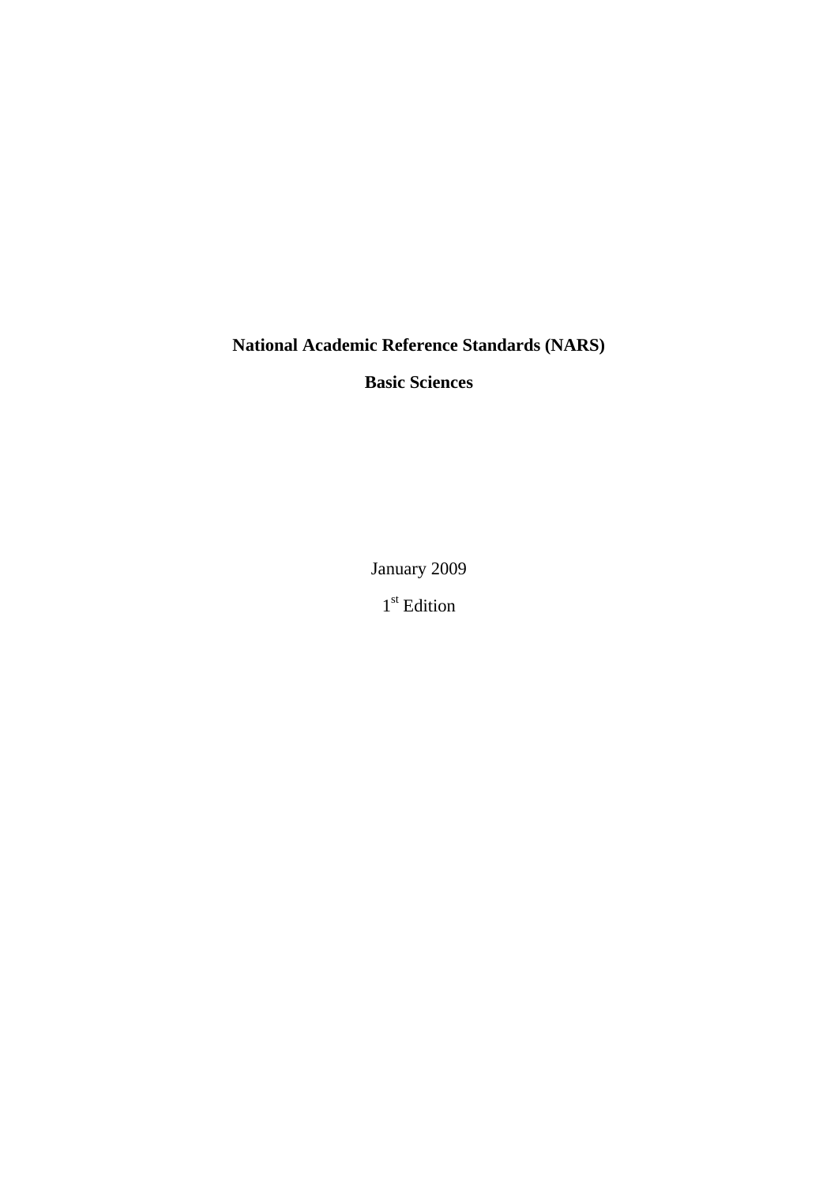# National Academic Reference Standards (NARS)

## Basic Sciences

January 2009

1st Edition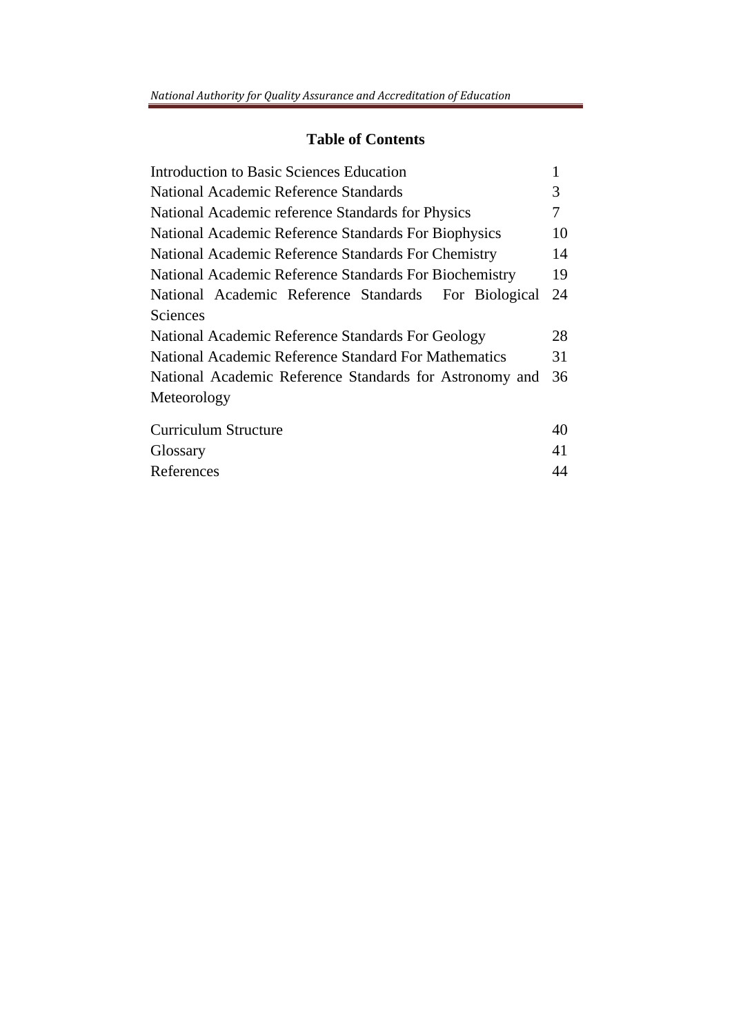## Table of Contents

| | |
|---|---|
| Introduction to Basic Sciences Education | 1 |
| National Academic Reference Standards | 3 |
| National Academic reference Standards for Physics | 7 |
| National Academic Reference Standards For Biophysics | 10 |
| National Academic Reference Standards For Chemistry | 14 |
| National Academic Reference Standards For Biochemistry | 19 |
| National Academic Reference Standards For Biological Sciences | 24 |
| National Academic Reference Standards For Geology | 28 |
| National Academic Reference Standard For Mathematics | 31 |
| National Academic Reference Standards for Astronomy and Meteorology | 36 |
| Curriculum Structure | 40 |
| Glossary | 41 |
| References | 44 |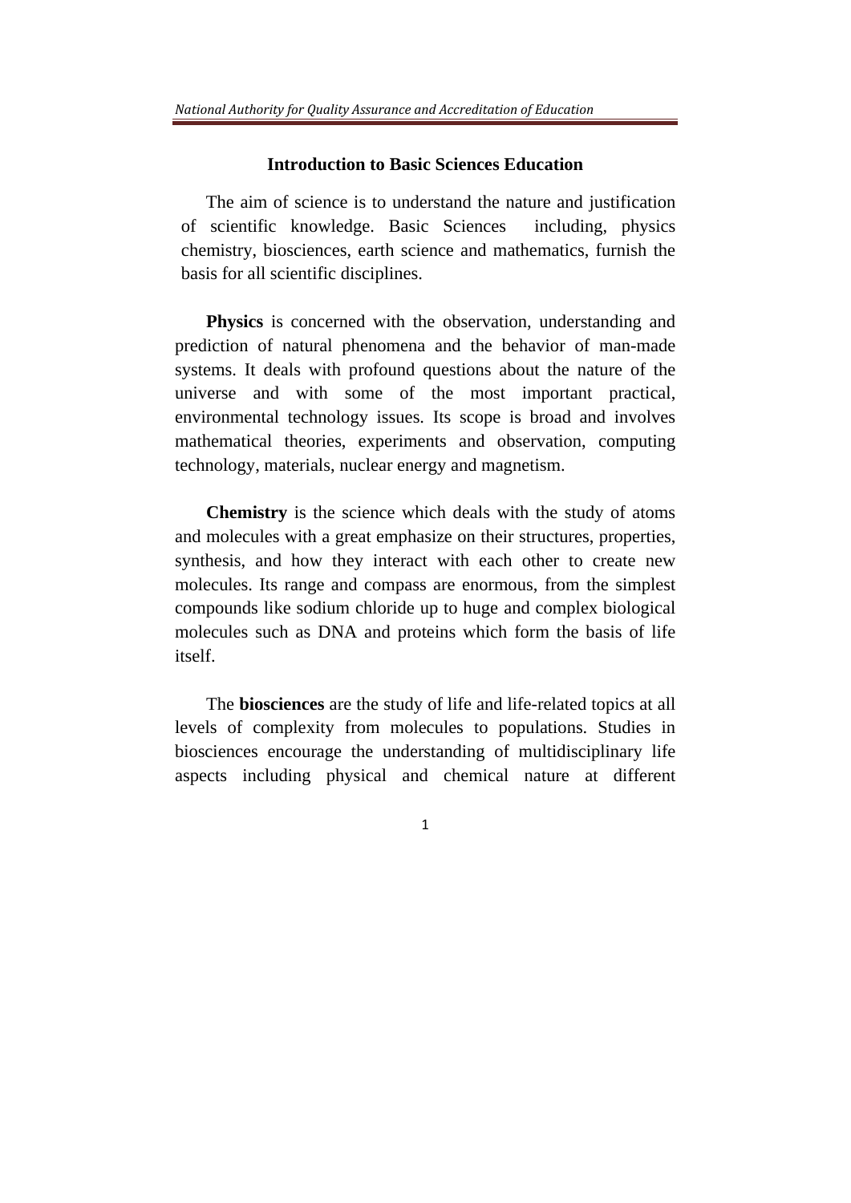## Introduction to Basic Sciences Education

The aim of science is to understand the nature and justification of scientific knowledge. Basic Sciences including, physics chemistry, biosciences, earth science and mathematics, furnish the basis for all scientific disciplines.

**Physics** is concerned with the observation, understanding and prediction of natural phenomena and the behavior of man-made systems. It deals with profound questions about the nature of the universe and with some of the most important practical, environmental technology issues. Its scope is broad and involves mathematical theories, experiments and observation, computing technology, materials, nuclear energy and magnetism.

**Chemistry** is the science which deals with the study of atoms and molecules with a great emphasize on their structures, properties, synthesis, and how they interact with each other to create new molecules. Its range and compass are enormous, from the simplest compounds like sodium chloride up to huge and complex biological molecules such as DNA and proteins which form the basis of life itself.

The **biosciences** are the study of life and life-related topics at all levels of complexity from molecules to populations. Studies in biosciences encourage the understanding of multidisciplinary life aspects including physical and chemical nature at different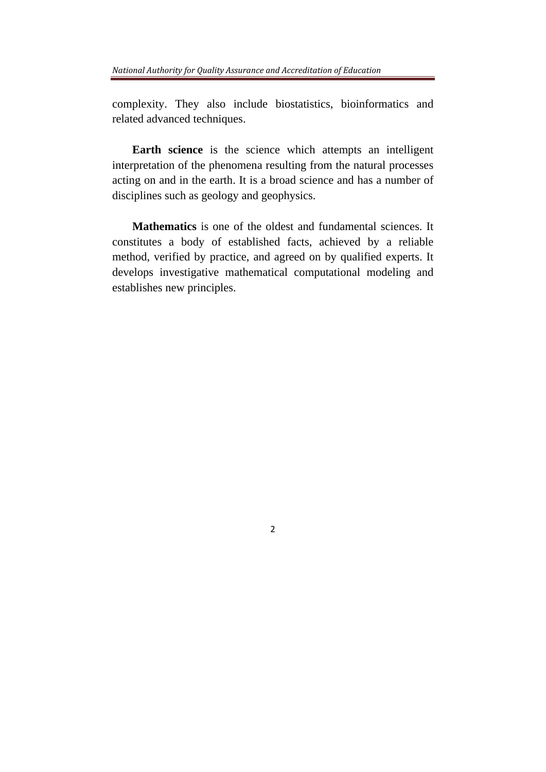complexity. They also include biostatistics, bioinformatics and related advanced techniques.

**Earth science** is the science which attempts an intelligent interpretation of the phenomena resulting from the natural processes acting on and in the earth. It is a broad science and has a number of disciplines such as geology and geophysics.

**Mathematics** is one of the oldest and fundamental sciences. It constitutes a body of established facts, achieved by a reliable method, verified by practice, and agreed on by qualified experts. It develops investigative mathematical computational modeling and establishes new principles.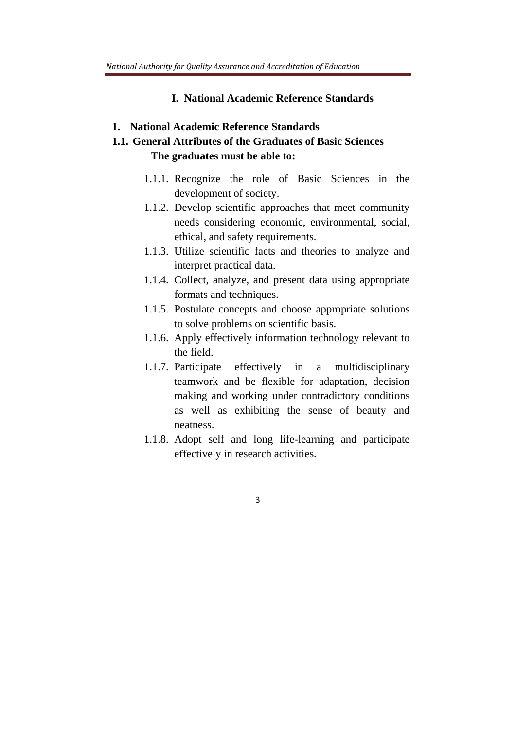# I. National Academic Reference Standards

## 1. National Academic Reference Standards

### 1.1. General Attributes of the Graduates of Basic Sciences

**The graduates must be able to:**

1.1.1. Recognize the role of Basic Sciences in the development of society.

1.1.2. Develop scientific approaches that meet community needs considering economic, environmental, social, ethical, and safety requirements.

1.1.3. Utilize scientific facts and theories to analyze and interpret practical data.

1.1.4. Collect, analyze, and present data using appropriate formats and techniques.

1.1.5. Postulate concepts and choose appropriate solutions to solve problems on scientific basis.

1.1.6. Apply effectively information technology relevant to the field.

1.1.7. Participate effectively in a multidisciplinary teamwork and be flexible for adaptation, decision making and working under contradictory conditions as well as exhibiting the sense of beauty and neatness.

1.1.8. Adopt self and long life-learning and participate effectively in research activities.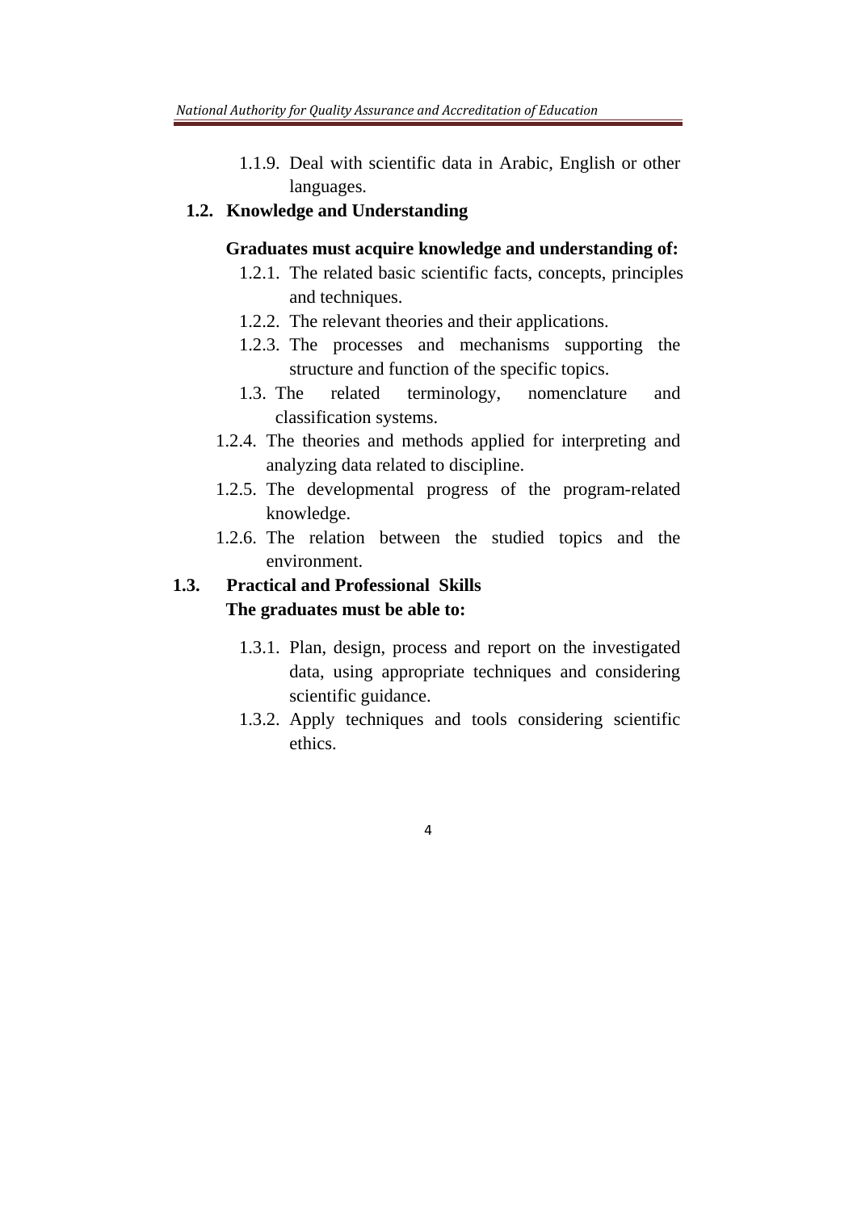1.1.9. Deal with scientific data in Arabic, English or other languages.

## 1.2. Knowledge and Understanding

**Graduates must acquire knowledge and understanding of:**

- 1.2.1. The related basic scientific facts, concepts, principles and techniques.
- 1.2.2. The relevant theories and their applications.
- 1.2.3. The processes and mechanisms supporting the structure and function of the specific topics.
- 1.3. The related terminology, nomenclature and classification systems.
- 1.2.4. The theories and methods applied for interpreting and analyzing data related to discipline.
- 1.2.5. The developmental progress of the program-related knowledge.
- 1.2.6. The relation between the studied topics and the environment.

## 1.3. Practical and Professional Skills

**The graduates must be able to:**

- 1.3.1. Plan, design, process and report on the investigated data, using appropriate techniques and considering scientific guidance.
- 1.3.2. Apply techniques and tools considering scientific ethics.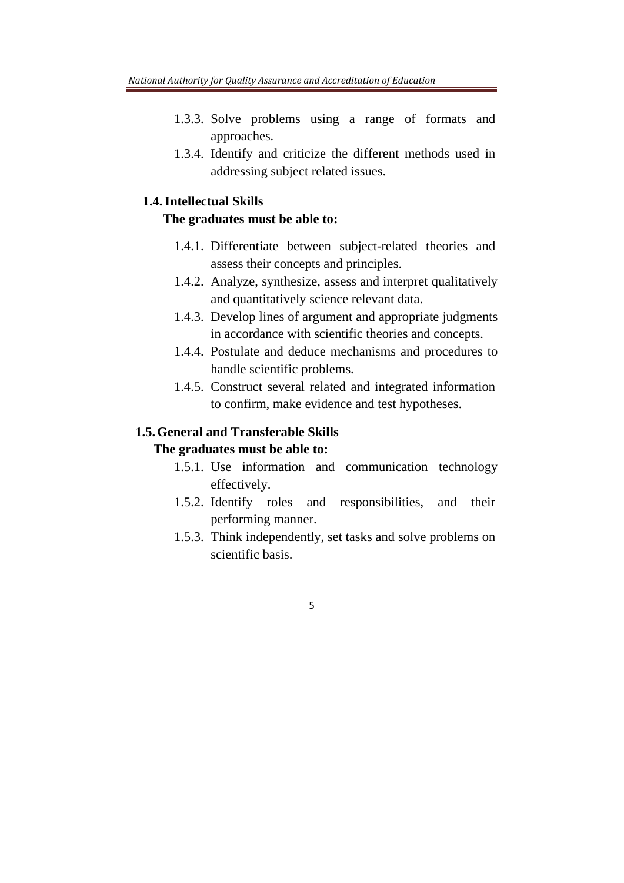1.3.3. Solve problems using a range of formats and approaches.

1.3.4. Identify and criticize the different methods used in addressing subject related issues.

### 1.4. Intellectual Skills

**The graduates must be able to:**

1.4.1. Differentiate between subject-related theories and assess their concepts and principles.

1.4.2. Analyze, synthesize, assess and interpret qualitatively and quantitatively science relevant data.

1.4.3. Develop lines of argument and appropriate judgments in accordance with scientific theories and concepts.

1.4.4. Postulate and deduce mechanisms and procedures to handle scientific problems.

1.4.5. Construct several related and integrated information to confirm, make evidence and test hypotheses.

### 1.5. General and Transferable Skills

**The graduates must be able to:**

1.5.1. Use information and communication technology effectively.

1.5.2. Identify roles and responsibilities, and their performing manner.

1.5.3. Think independently, set tasks and solve problems on scientific basis.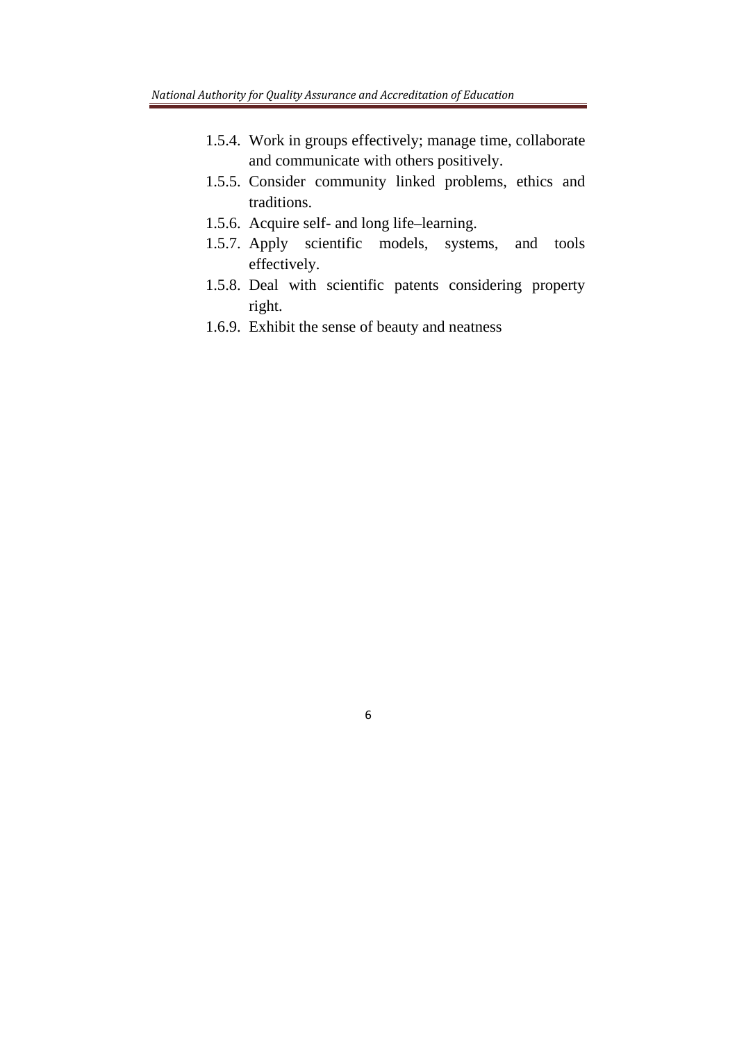1.5.4. Work in groups effectively; manage time, collaborate and communicate with others positively.
1.5.5. Consider community linked problems, ethics and traditions.
1.5.6. Acquire self- and long life–learning.
1.5.7. Apply scientific models, systems, and tools effectively.
1.5.8. Deal with scientific patents considering property right.
1.6.9. Exhibit the sense of beauty and neatness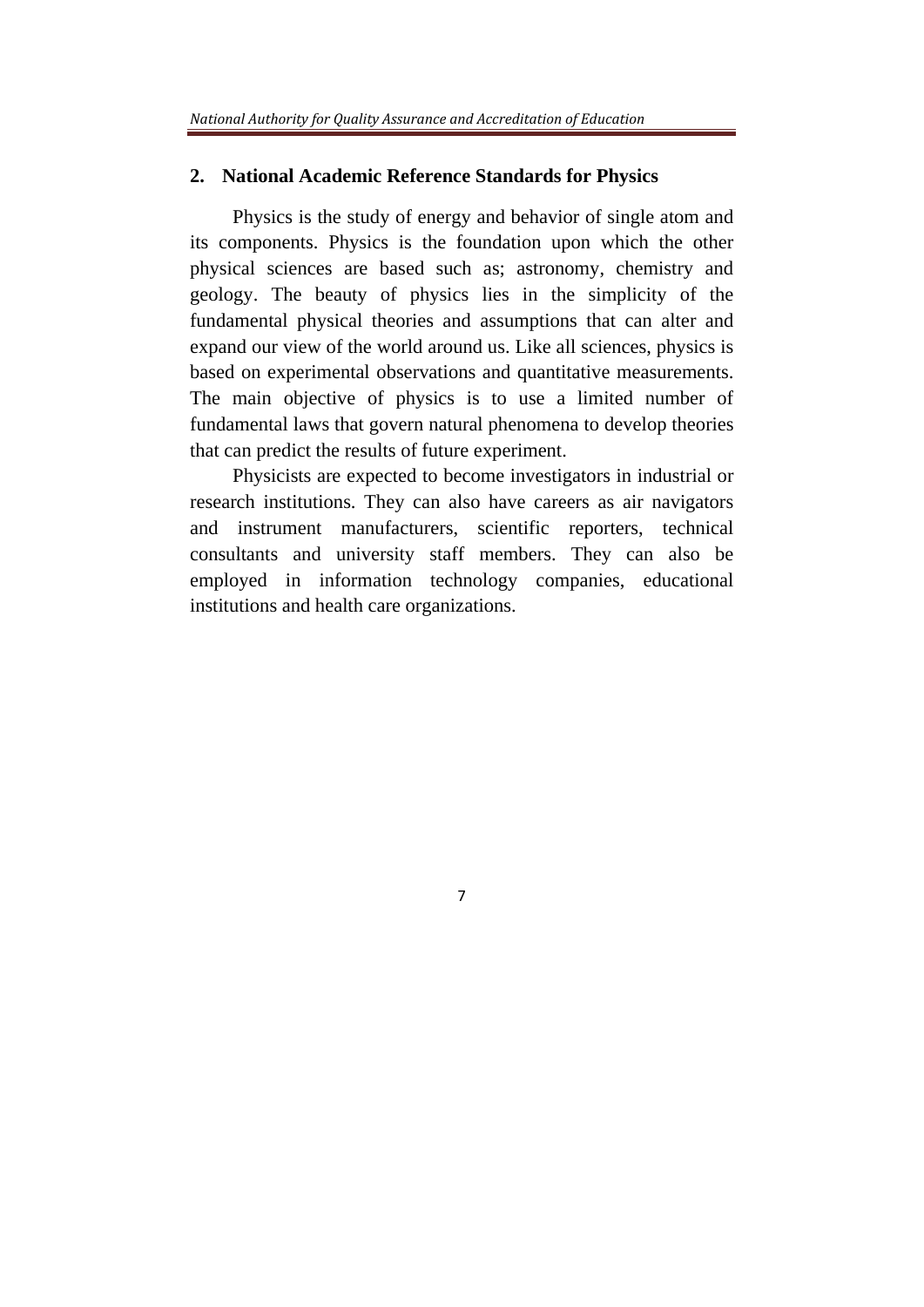## 2. National Academic Reference Standards for Physics

Physics is the study of energy and behavior of single atom and its components. Physics is the foundation upon which the other physical sciences are based such as; astronomy, chemistry and geology. The beauty of physics lies in the simplicity of the fundamental physical theories and assumptions that can alter and expand our view of the world around us. Like all sciences, physics is based on experimental observations and quantitative measurements. The main objective of physics is to use a limited number of fundamental laws that govern natural phenomena to develop theories that can predict the results of future experiment.

Physicists are expected to become investigators in industrial or research institutions. They can also have careers as air navigators and instrument manufacturers, scientific reporters, technical consultants and university staff members. They can also be employed in information technology companies, educational institutions and health care organizations.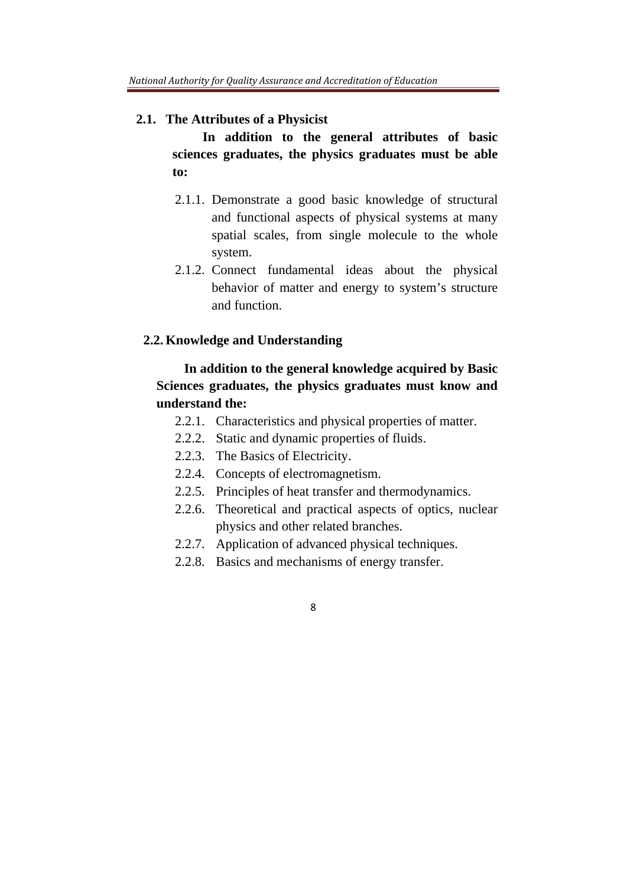## 2.1. The Attributes of a Physicist

**In addition to the general attributes of basic sciences graduates, the physics graduates must be able to:**

- 2.1.1. Demonstrate a good basic knowledge of structural and functional aspects of physical systems at many spatial scales, from single molecule to the whole system.
- 2.1.2. Connect fundamental ideas about the physical behavior of matter and energy to system's structure and function.

## 2.2. Knowledge and Understanding

**In addition to the general knowledge acquired by Basic Sciences graduates, the physics graduates must know and understand the:**

- 2.2.1. Characteristics and physical properties of matter.
- 2.2.2. Static and dynamic properties of fluids.
- 2.2.3. The Basics of Electricity.
- 2.2.4. Concepts of electromagnetism.
- 2.2.5. Principles of heat transfer and thermodynamics.
- 2.2.6. Theoretical and practical aspects of optics, nuclear physics and other related branches.
- 2.2.7. Application of advanced physical techniques.
- 2.2.8. Basics and mechanisms of energy transfer.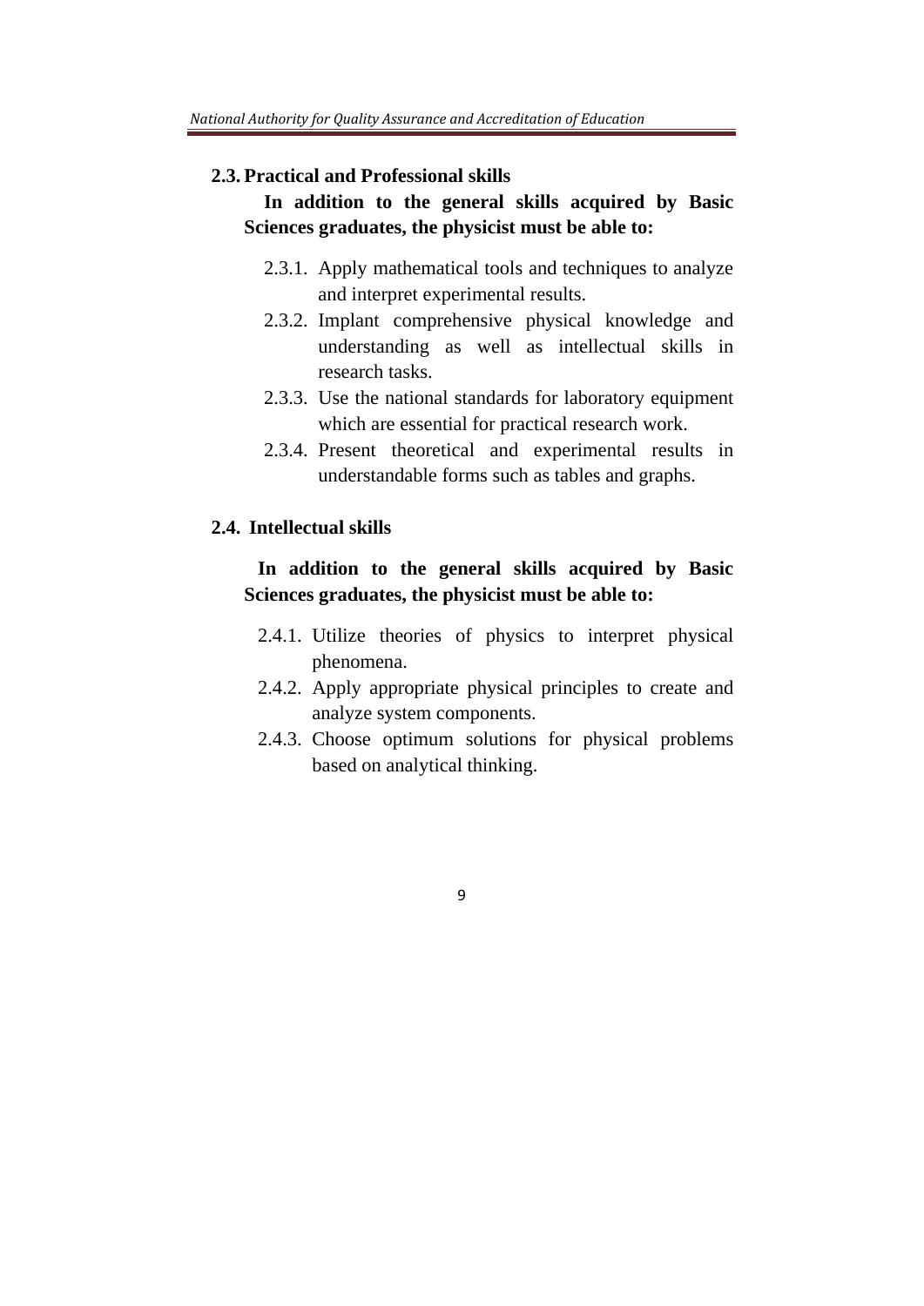### 2.3. Practical and Professional skills

**In addition to the general skills acquired by Basic Sciences graduates, the physicist must be able to:**

- 2.3.1. Apply mathematical tools and techniques to analyze and interpret experimental results.
- 2.3.2. Implant comprehensive physical knowledge and understanding as well as intellectual skills in research tasks.
- 2.3.3. Use the national standards for laboratory equipment which are essential for practical research work.
- 2.3.4. Present theoretical and experimental results in understandable forms such as tables and graphs.

### 2.4. Intellectual skills

**In addition to the general skills acquired by Basic Sciences graduates, the physicist must be able to:**

- 2.4.1. Utilize theories of physics to interpret physical phenomena.
- 2.4.2. Apply appropriate physical principles to create and analyze system components.
- 2.4.3. Choose optimum solutions for physical problems based on analytical thinking.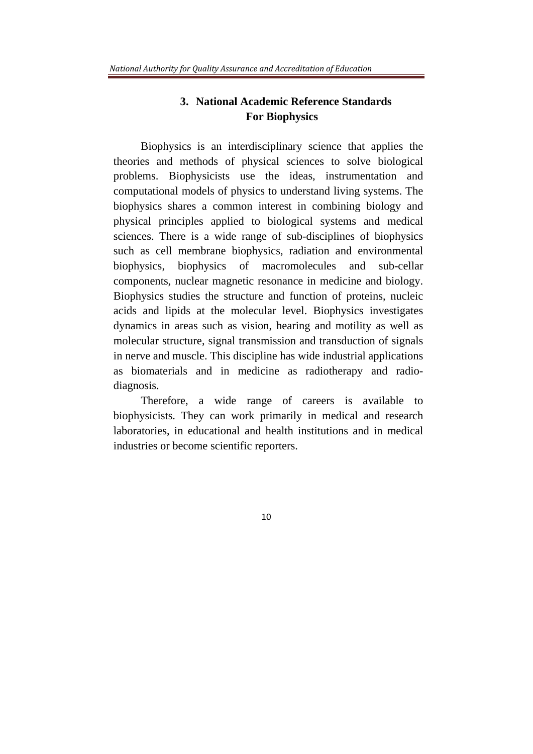## 3. National Academic Reference Standards For Biophysics

Biophysics is an interdisciplinary science that applies the theories and methods of physical sciences to solve biological problems. Biophysicists use the ideas, instrumentation and computational models of physics to understand living systems. The biophysics shares a common interest in combining biology and physical principles applied to biological systems and medical sciences. There is a wide range of sub-disciplines of biophysics such as cell membrane biophysics, radiation and environmental biophysics, biophysics of macromolecules and sub-cellar components, nuclear magnetic resonance in medicine and biology. Biophysics studies the structure and function of proteins, nucleic acids and lipids at the molecular level. Biophysics investigates dynamics in areas such as vision, hearing and motility as well as molecular structure, signal transmission and transduction of signals in nerve and muscle. This discipline has wide industrial applications as biomaterials and in medicine as radiotherapy and radio-diagnosis.

Therefore, a wide range of careers is available to biophysicists. They can work primarily in medical and research laboratories, in educational and health institutions and in medical industries or become scientific reporters.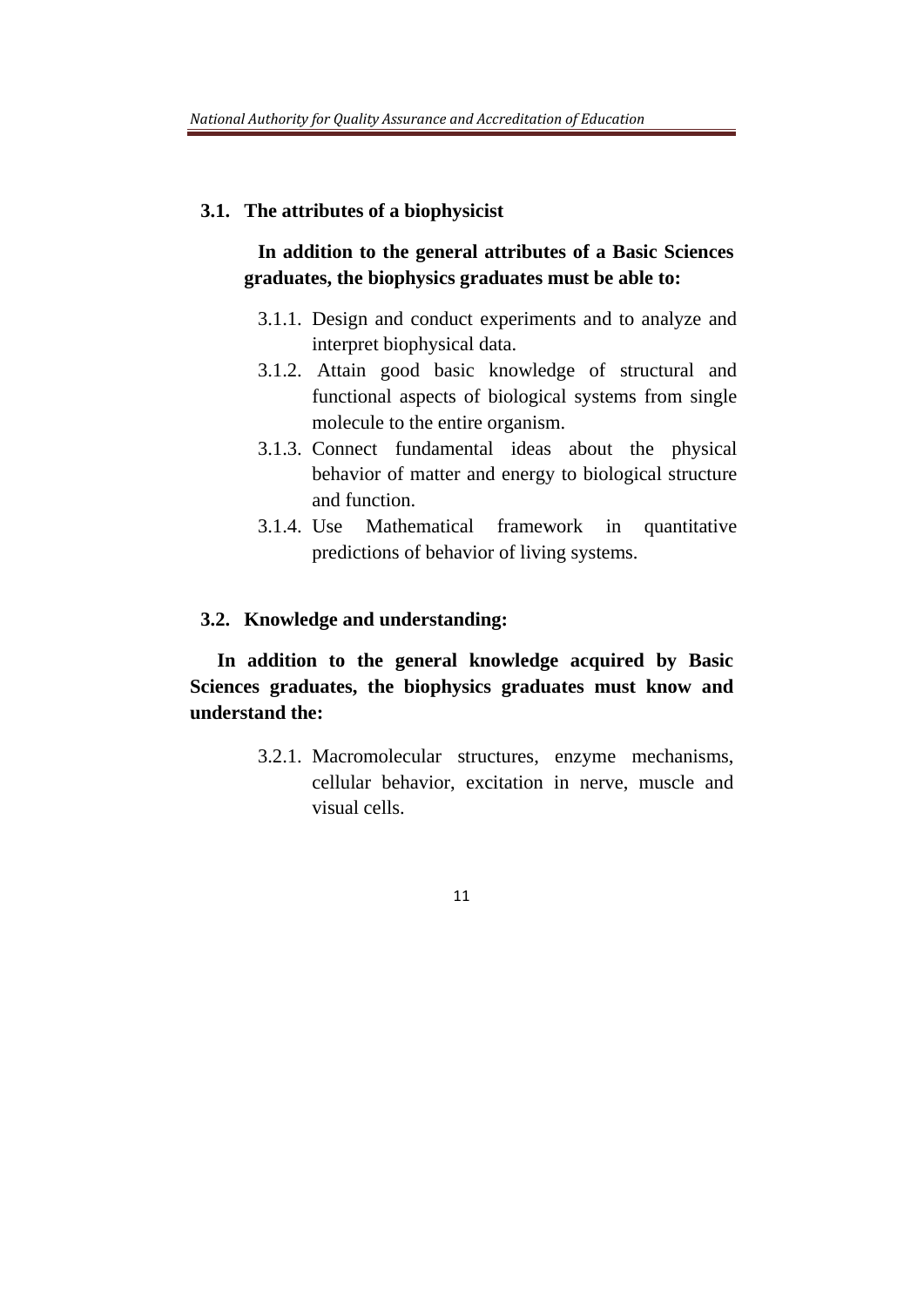## 3.1. The attributes of a biophysicist

**In addition to the general attributes of a Basic Sciences graduates, the biophysics graduates must be able to:**

- 3.1.1. Design and conduct experiments and to analyze and interpret biophysical data.
- 3.1.2. Attain good basic knowledge of structural and functional aspects of biological systems from single molecule to the entire organism.
- 3.1.3. Connect fundamental ideas about the physical behavior of matter and energy to biological structure and function.
- 3.1.4. Use Mathematical framework in quantitative predictions of behavior of living systems.

## 3.2. Knowledge and understanding:

**In addition to the general knowledge acquired by Basic Sciences graduates, the biophysics graduates must know and understand the:**

- 3.2.1. Macromolecular structures, enzyme mechanisms, cellular behavior, excitation in nerve, muscle and visual cells.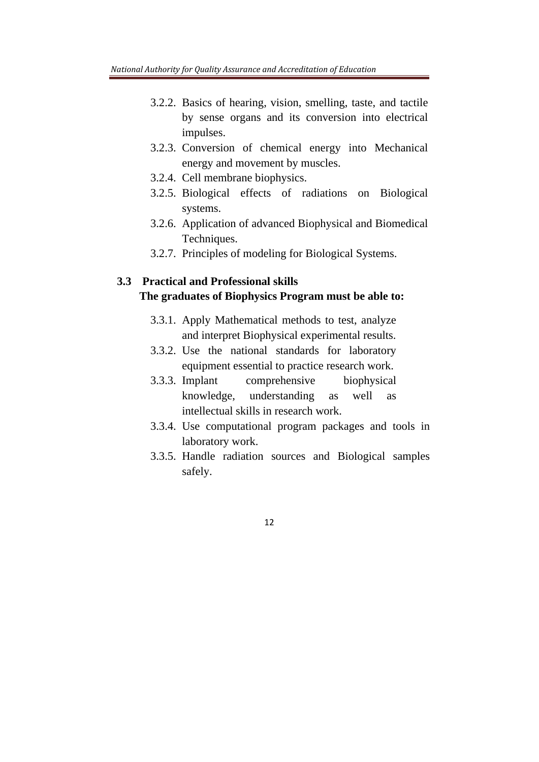- 3.2.2. Basics of hearing, vision, smelling, taste, and tactile by sense organs and its conversion into electrical impulses.
- 3.2.3. Conversion of chemical energy into Mechanical energy and movement by muscles.
- 3.2.4. Cell membrane biophysics.
- 3.2.5. Biological effects of radiations on Biological systems.
- 3.2.6. Application of advanced Biophysical and Biomedical Techniques.
- 3.2.7. Principles of modeling for Biological Systems.

### 3.3 Practical and Professional skills

**The graduates of Biophysics Program must be able to:**

- 3.3.1. Apply Mathematical methods to test, analyze and interpret Biophysical experimental results.
- 3.3.2. Use the national standards for laboratory equipment essential to practice research work.
- 3.3.3. Implant comprehensive biophysical knowledge, understanding as well as intellectual skills in research work.
- 3.3.4. Use computational program packages and tools in laboratory work.
- 3.3.5. Handle radiation sources and Biological samples safely.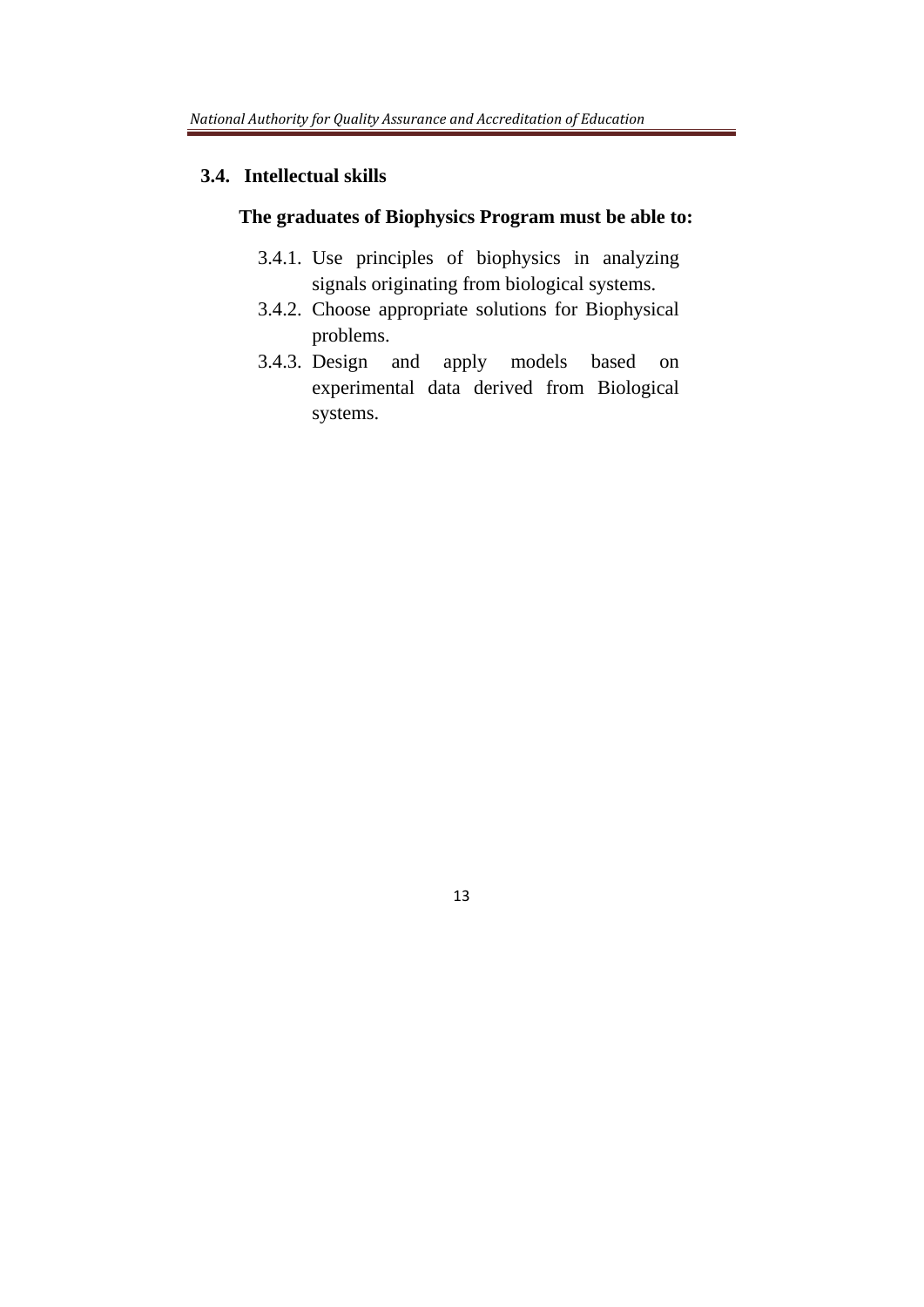### 3.4. Intellectual skills

**The graduates of Biophysics Program must be able to:**

3.4.1. Use principles of biophysics in analyzing signals originating from biological systems.

3.4.2. Choose appropriate solutions for Biophysical problems.

3.4.3. Design and apply models based on experimental data derived from Biological systems.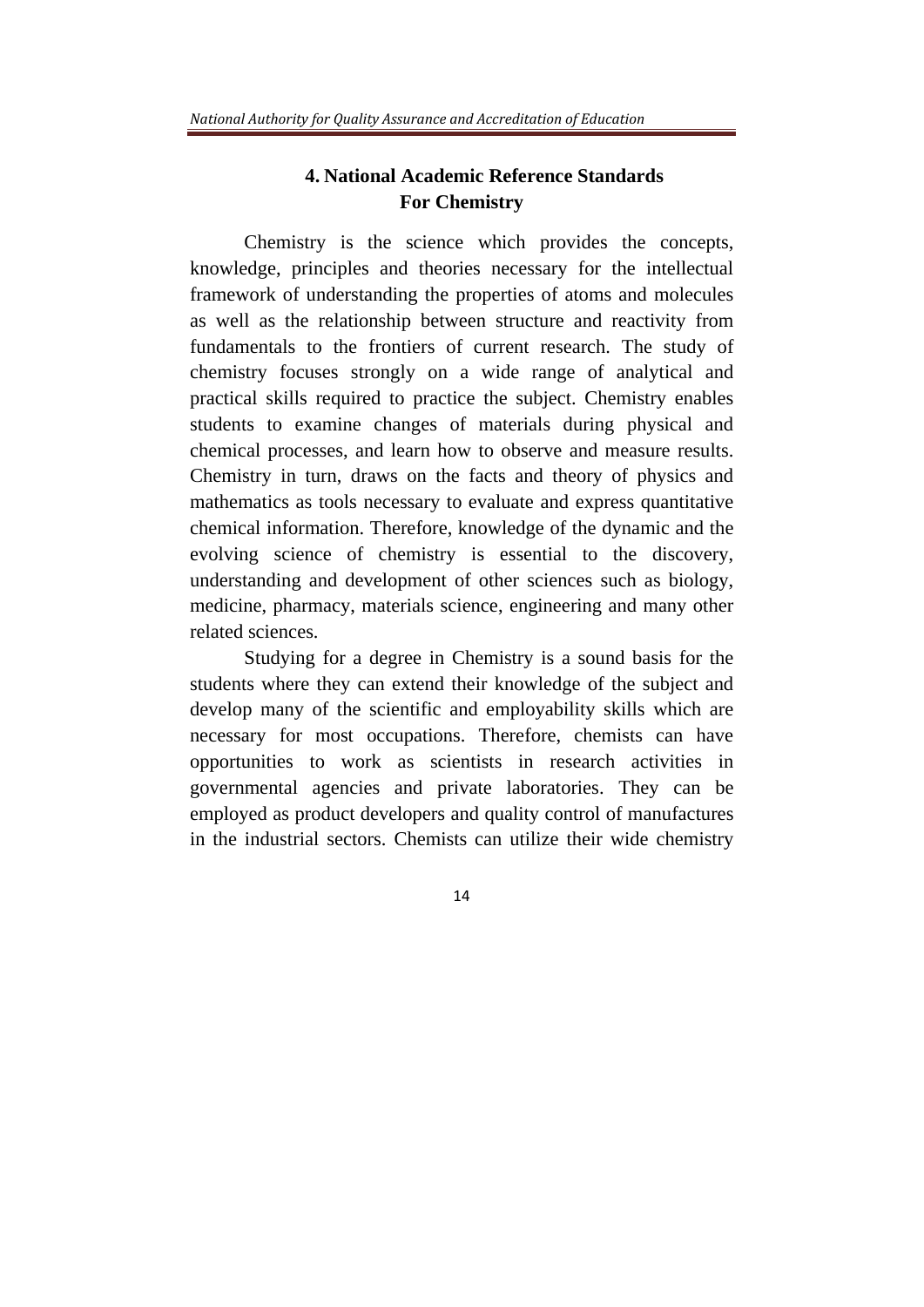## 4. National Academic Reference Standards For Chemistry

Chemistry is the science which provides the concepts, knowledge, principles and theories necessary for the intellectual framework of understanding the properties of atoms and molecules as well as the relationship between structure and reactivity from fundamentals to the frontiers of current research. The study of chemistry focuses strongly on a wide range of analytical and practical skills required to practice the subject. Chemistry enables students to examine changes of materials during physical and chemical processes, and learn how to observe and measure results. Chemistry in turn, draws on the facts and theory of physics and mathematics as tools necessary to evaluate and express quantitative chemical information. Therefore, knowledge of the dynamic and the evolving science of chemistry is essential to the discovery, understanding and development of other sciences such as biology, medicine, pharmacy, materials science, engineering and many other related sciences.

Studying for a degree in Chemistry is a sound basis for the students where they can extend their knowledge of the subject and develop many of the scientific and employability skills which are necessary for most occupations. Therefore, chemists can have opportunities to work as scientists in research activities in governmental agencies and private laboratories. They can be employed as product developers and quality control of manufactures in the industrial sectors. Chemists can utilize their wide chemistry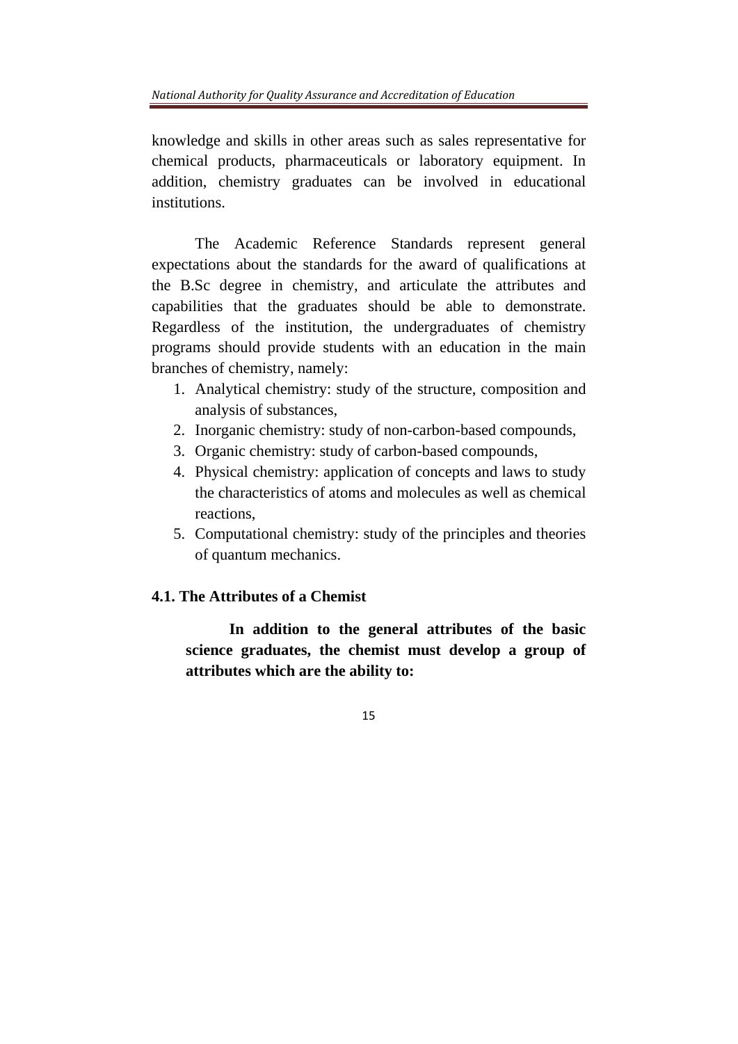knowledge and skills in other areas such as sales representative for chemical products, pharmaceuticals or laboratory equipment. In addition, chemistry graduates can be involved in educational institutions.

The Academic Reference Standards represent general expectations about the standards for the award of qualifications at the B.Sc degree in chemistry, and articulate the attributes and capabilities that the graduates should be able to demonstrate. Regardless of the institution, the undergraduates of chemistry programs should provide students with an education in the main branches of chemistry, namely:

1. Analytical chemistry: study of the structure, composition and analysis of substances,
2. Inorganic chemistry: study of non-carbon-based compounds,
3. Organic chemistry: study of carbon-based compounds,
4. Physical chemistry: application of concepts and laws to study the characteristics of atoms and molecules as well as chemical reactions,
5. Computational chemistry: study of the principles and theories of quantum mechanics.

### 4.1. The Attributes of a Chemist

**In addition to the general attributes of the basic science graduates, the chemist must develop a group of attributes which are the ability to:**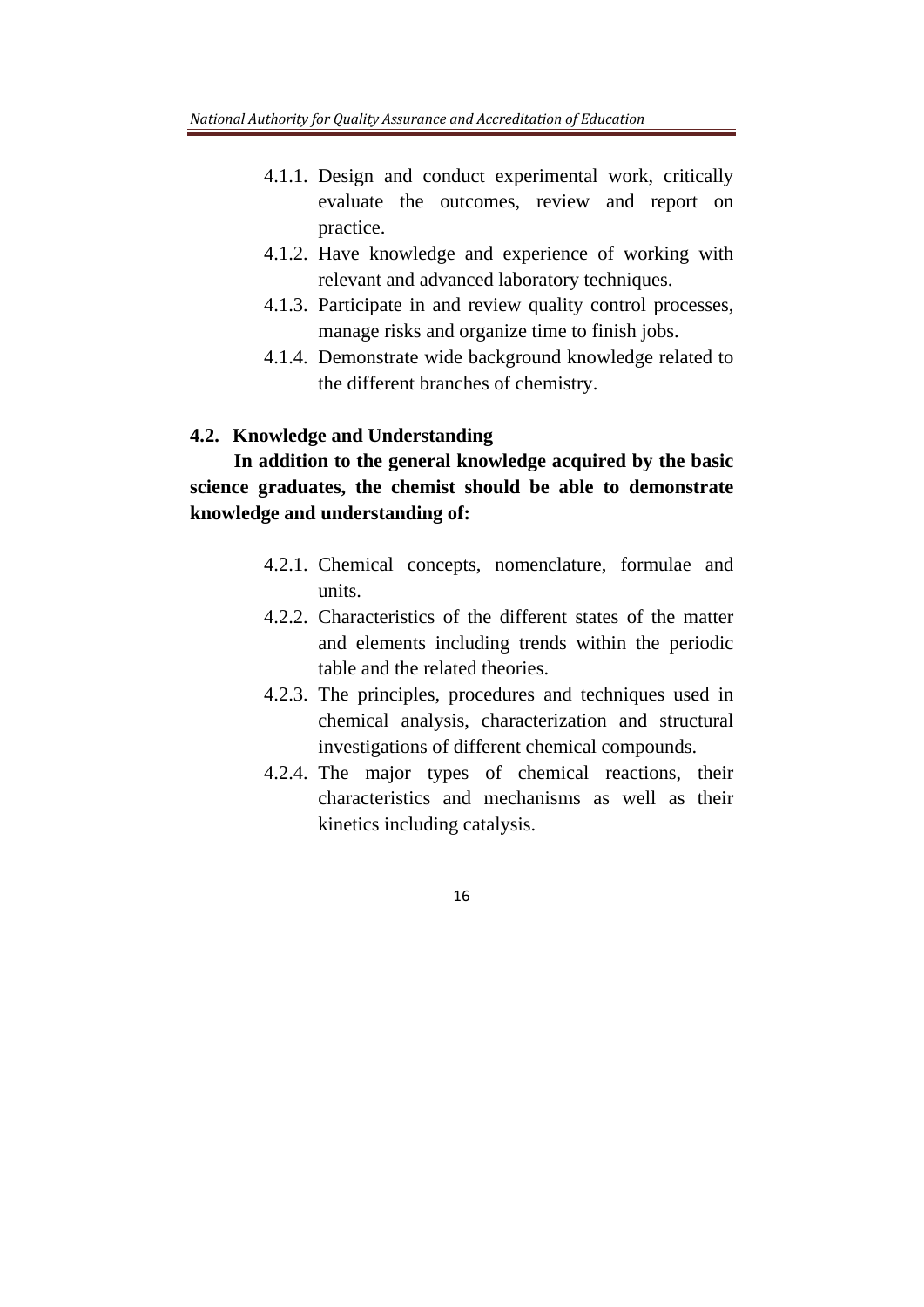4.1.1. Design and conduct experimental work, critically evaluate the outcomes, review and report on practice.

4.1.2. Have knowledge and experience of working with relevant and advanced laboratory techniques.

4.1.3. Participate in and review quality control processes, manage risks and organize time to finish jobs.

4.1.4. Demonstrate wide background knowledge related to the different branches of chemistry.

### 4.2. Knowledge and Understanding

**In addition to the general knowledge acquired by the basic science graduates, the chemist should be able to demonstrate knowledge and understanding of:**

4.2.1. Chemical concepts, nomenclature, formulae and units.

4.2.2. Characteristics of the different states of the matter and elements including trends within the periodic table and the related theories.

4.2.3. The principles, procedures and techniques used in chemical analysis, characterization and structural investigations of different chemical compounds.

4.2.4. The major types of chemical reactions, their characteristics and mechanisms as well as their kinetics including catalysis.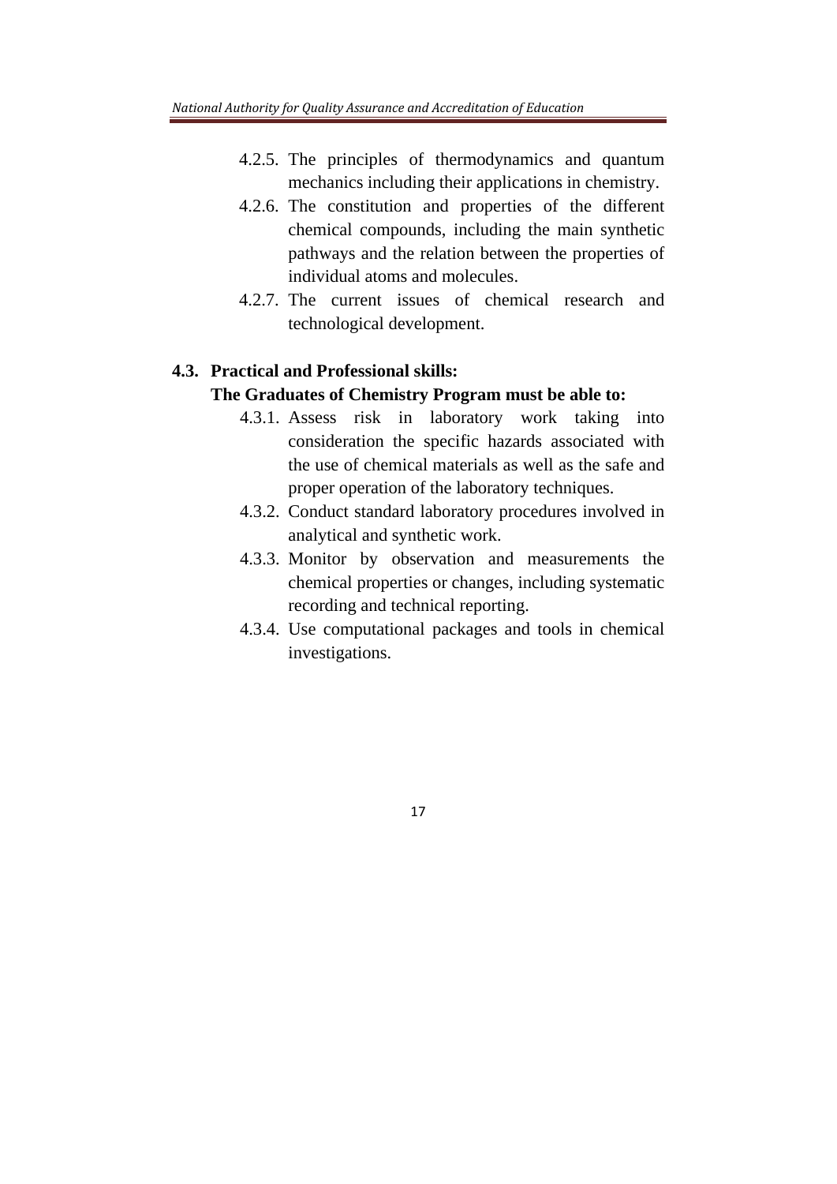4.2.5. The principles of thermodynamics and quantum mechanics including their applications in chemistry.

4.2.6. The constitution and properties of the different chemical compounds, including the main synthetic pathways and the relation between the properties of individual atoms and molecules.

4.2.7. The current issues of chemical research and technological development.

### 4.3. Practical and Professional skills:

**The Graduates of Chemistry Program must be able to:**

4.3.1. Assess risk in laboratory work taking into consideration the specific hazards associated with the use of chemical materials as well as the safe and proper operation of the laboratory techniques.

4.3.2. Conduct standard laboratory procedures involved in analytical and synthetic work.

4.3.3. Monitor by observation and measurements the chemical properties or changes, including systematic recording and technical reporting.

4.3.4. Use computational packages and tools in chemical investigations.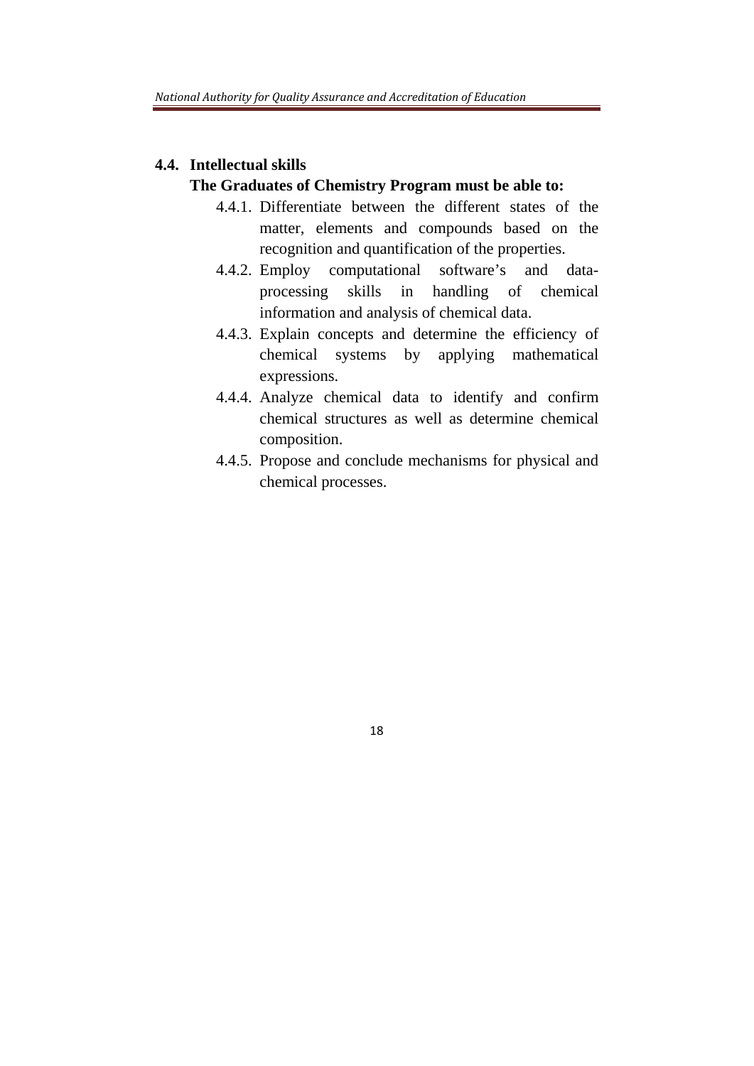## 4.4. Intellectual skills

**The Graduates of Chemistry Program must be able to:**

- 4.4.1. Differentiate between the different states of the matter, elements and compounds based on the recognition and quantification of the properties.
- 4.4.2. Employ computational software's and data-processing skills in handling of chemical information and analysis of chemical data.
- 4.4.3. Explain concepts and determine the efficiency of chemical systems by applying mathematical expressions.
- 4.4.4. Analyze chemical data to identify and confirm chemical structures as well as determine chemical composition.
- 4.4.5. Propose and conclude mechanisms for physical and chemical processes.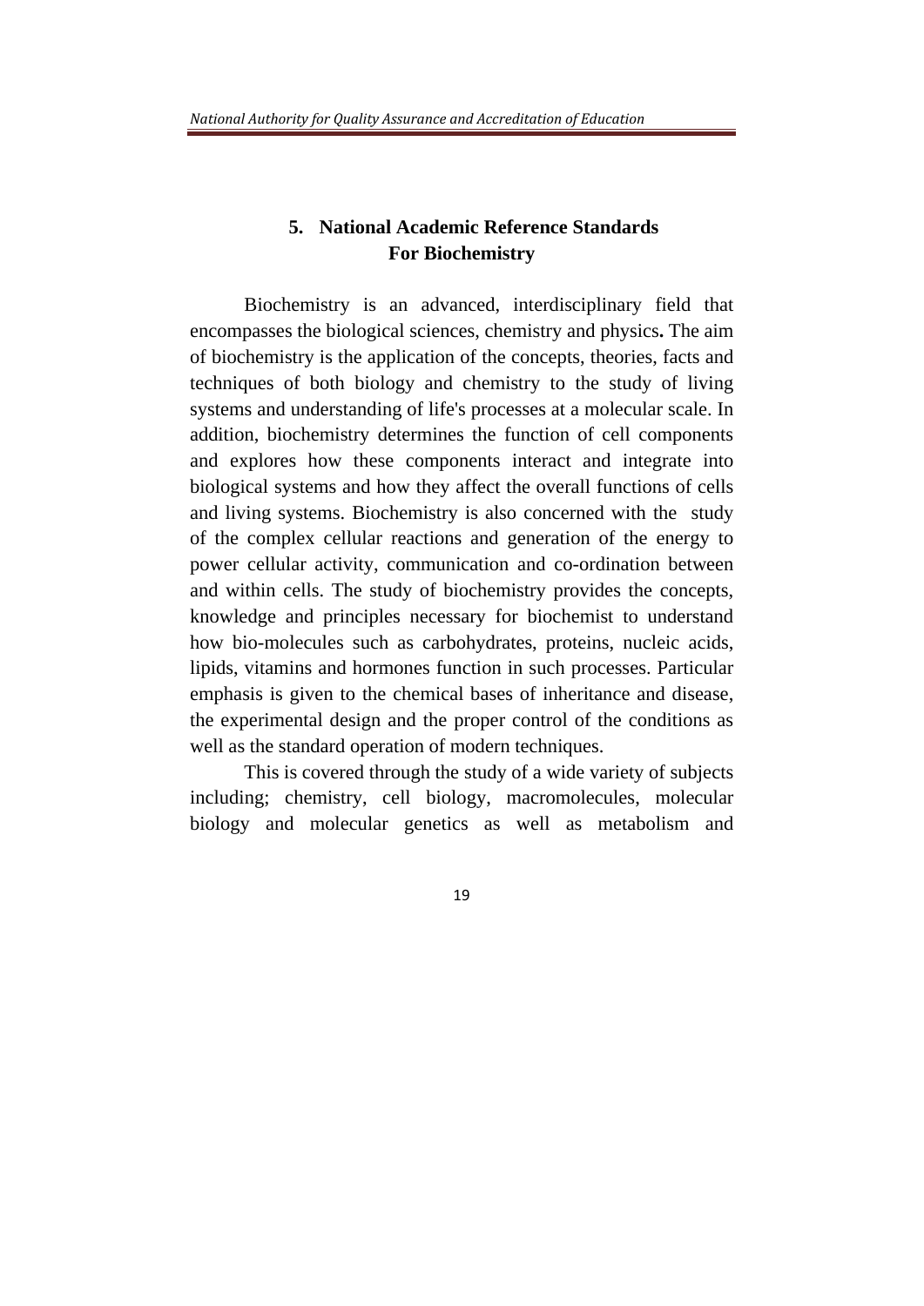## 5. National Academic Reference Standards For Biochemistry

Biochemistry is an advanced, interdisciplinary field that encompasses the biological sciences, chemistry and physics**.** The aim of biochemistry is the application of the concepts, theories, facts and techniques of both biology and chemistry to the study of living systems and understanding of life's processes at a molecular scale. In addition, biochemistry determines the function of cell components and explores how these components interact and integrate into biological systems and how they affect the overall functions of cells and living systems. Biochemistry is also concerned with the study of the complex cellular reactions and generation of the energy to power cellular activity, communication and co-ordination between and within cells. The study of biochemistry provides the concepts, knowledge and principles necessary for biochemist to understand how bio-molecules such as carbohydrates, proteins, nucleic acids, lipids, vitamins and hormones function in such processes. Particular emphasis is given to the chemical bases of inheritance and disease, the experimental design and the proper control of the conditions as well as the standard operation of modern techniques.

This is covered through the study of a wide variety of subjects including; chemistry, cell biology, macromolecules, molecular biology and molecular genetics as well as metabolism and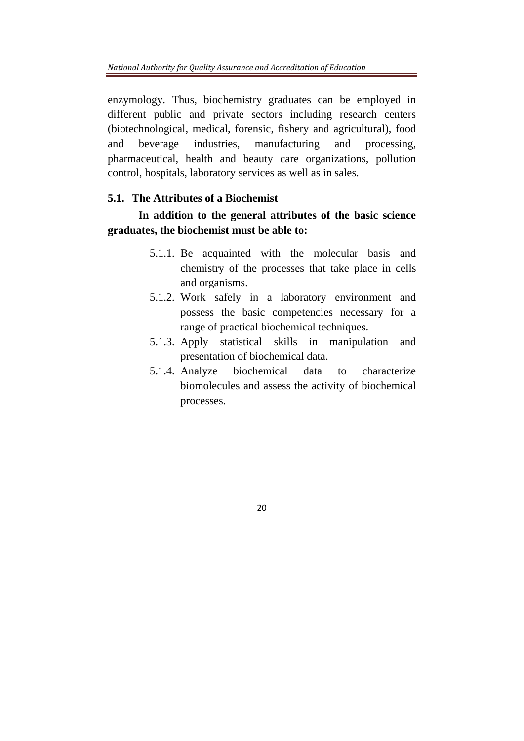enzymology. Thus, biochemistry graduates can be employed in different public and private sectors including research centers (biotechnological, medical, forensic, fishery and agricultural), food and beverage industries, manufacturing and processing, pharmaceutical, health and beauty care organizations, pollution control, hospitals, laboratory services as well as in sales.

### 5.1. The Attributes of a Biochemist

**In addition to the general attributes of the basic science graduates, the biochemist must be able to:**

- 5.1.1. Be acquainted with the molecular basis and chemistry of the processes that take place in cells and organisms.
- 5.1.2. Work safely in a laboratory environment and possess the basic competencies necessary for a range of practical biochemical techniques.
- 5.1.3. Apply statistical skills in manipulation and presentation of biochemical data.
- 5.1.4. Analyze biochemical data to characterize biomolecules and assess the activity of biochemical processes.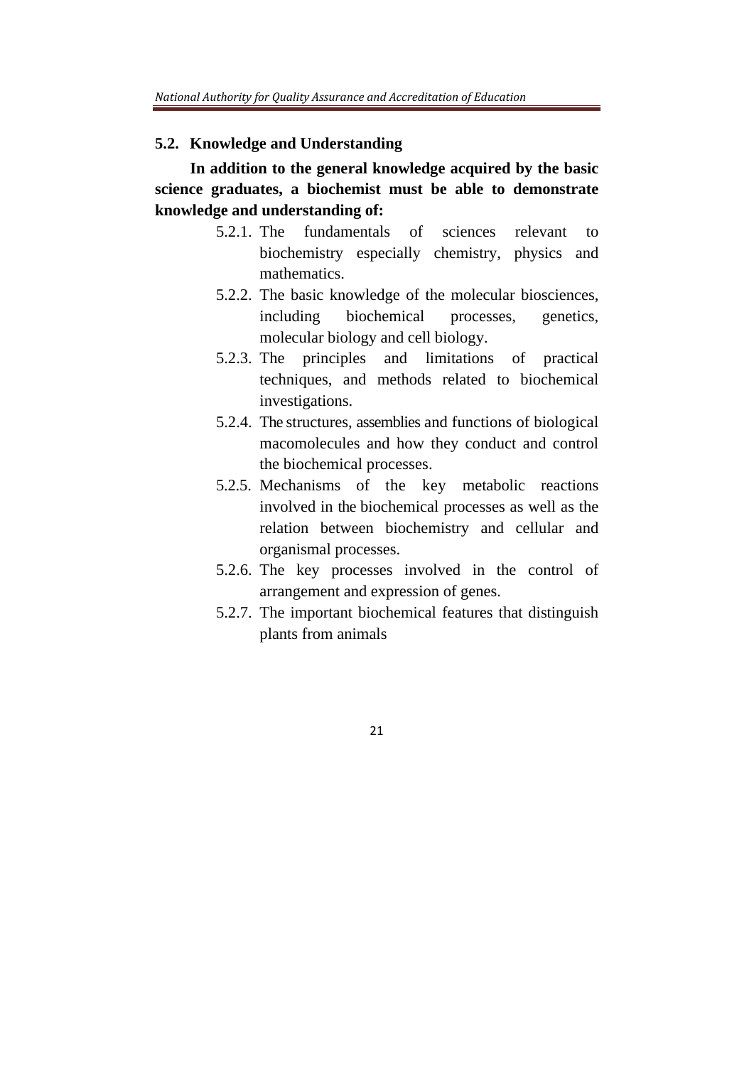## 5.2. Knowledge and Understanding

**In addition to the general knowledge acquired by the basic science graduates, a biochemist must be able to demonstrate knowledge and understanding of:**

- 5.2.1. The fundamentals of sciences relevant to biochemistry especially chemistry, physics and mathematics.
- 5.2.2. The basic knowledge of the molecular biosciences, including biochemical processes, genetics, molecular biology and cell biology.
- 5.2.3. The principles and limitations of practical techniques, and methods related to biochemical investigations.
- 5.2.4. The structures, assemblies and functions of biological macomolecules and how they conduct and control the biochemical processes.
- 5.2.5. Mechanisms of the key metabolic reactions involved in the biochemical processes as well as the relation between biochemistry and cellular and organismal processes.
- 5.2.6. The key processes involved in the control of arrangement and expression of genes.
- 5.2.7. The important biochemical features that distinguish plants from animals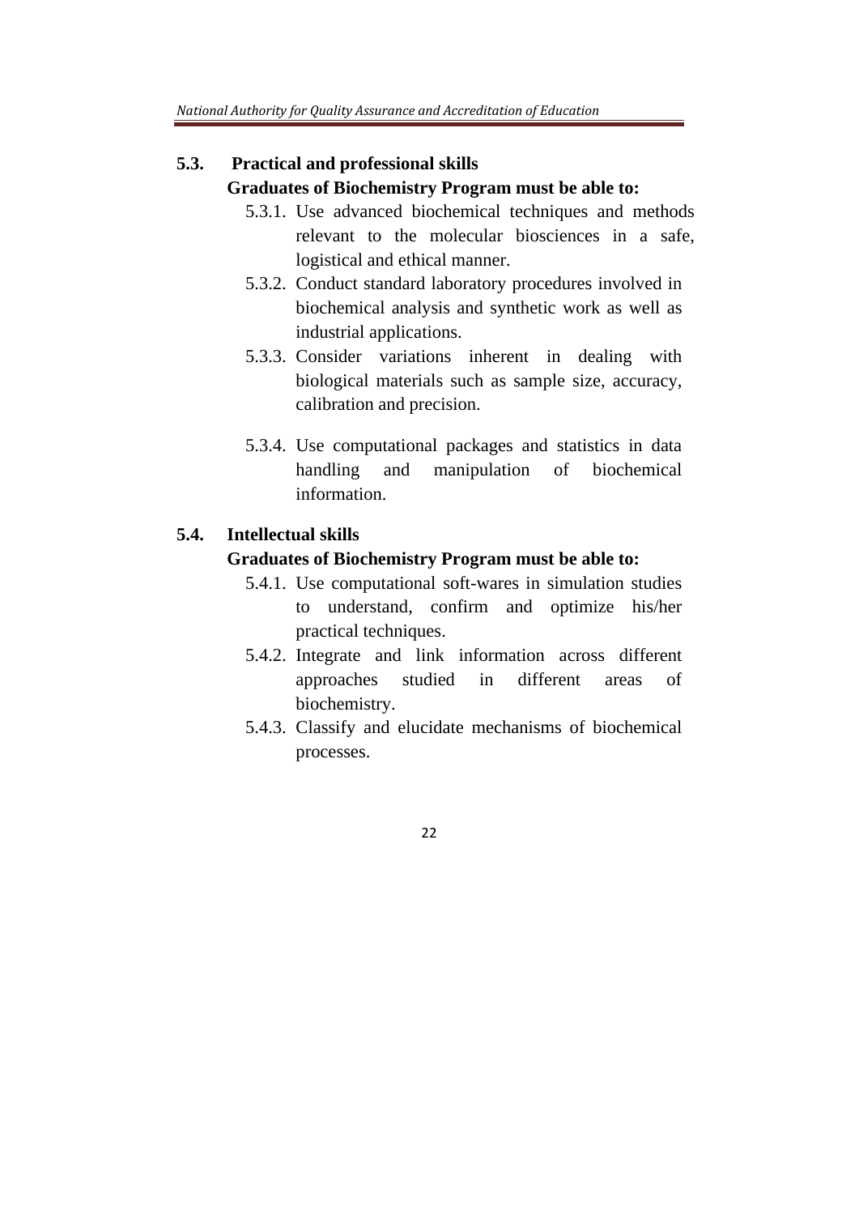### 5.3. Practical and professional skills

**Graduates of Biochemistry Program must be able to:**

- 5.3.1. Use advanced biochemical techniques and methods relevant to the molecular biosciences in a safe, logistical and ethical manner.
- 5.3.2. Conduct standard laboratory procedures involved in biochemical analysis and synthetic work as well as industrial applications.
- 5.3.3. Consider variations inherent in dealing with biological materials such as sample size, accuracy, calibration and precision.
- 5.3.4. Use computational packages and statistics in data handling and manipulation of biochemical information.

### 5.4. Intellectual skills

**Graduates of Biochemistry Program must be able to:**

- 5.4.1. Use computational soft-wares in simulation studies to understand, confirm and optimize his/her practical techniques.
- 5.4.2. Integrate and link information across different approaches studied in different areas of biochemistry.
- 5.4.3. Classify and elucidate mechanisms of biochemical processes.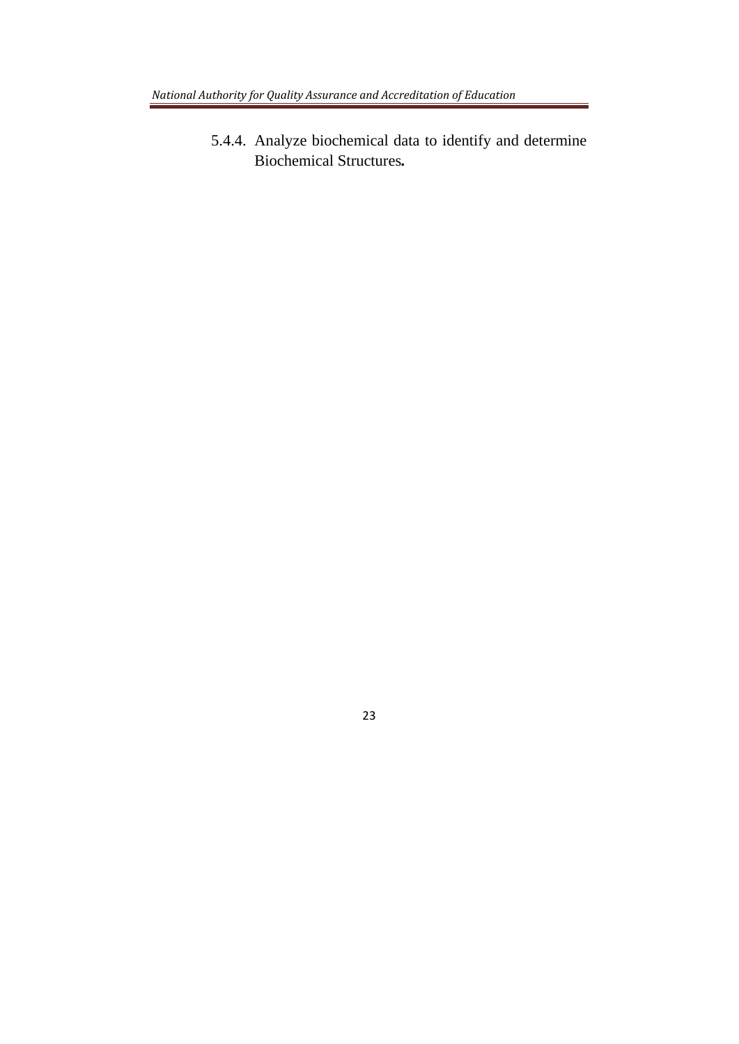5.4.4. Analyze biochemical data to identify and determine Biochemical Structures.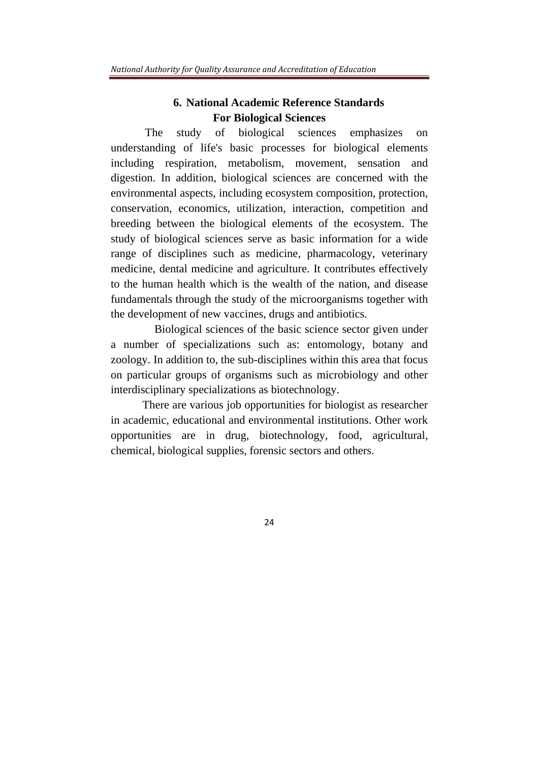## 6. National Academic Reference Standards For Biological Sciences

The study of biological sciences emphasizes on understanding of life's basic processes for biological elements including respiration, metabolism, movement, sensation and digestion. In addition, biological sciences are concerned with the environmental aspects, including ecosystem composition, protection, conservation, economics, utilization, interaction, competition and breeding between the biological elements of the ecosystem. The study of biological sciences serve as basic information for a wide range of disciplines such as medicine, pharmacology, veterinary medicine, dental medicine and agriculture. It contributes effectively to the human health which is the wealth of the nation, and disease fundamentals through the study of the microorganisms together with the development of new vaccines, drugs and antibiotics.

Biological sciences of the basic science sector given under a number of specializations such as: entomology, botany and zoology. In addition to, the sub-disciplines within this area that focus on particular groups of organisms such as microbiology and other interdisciplinary specializations as biotechnology.

There are various job opportunities for biologist as researcher in academic, educational and environmental institutions. Other work opportunities are in drug, biotechnology, food, agricultural, chemical, biological supplies, forensic sectors and others.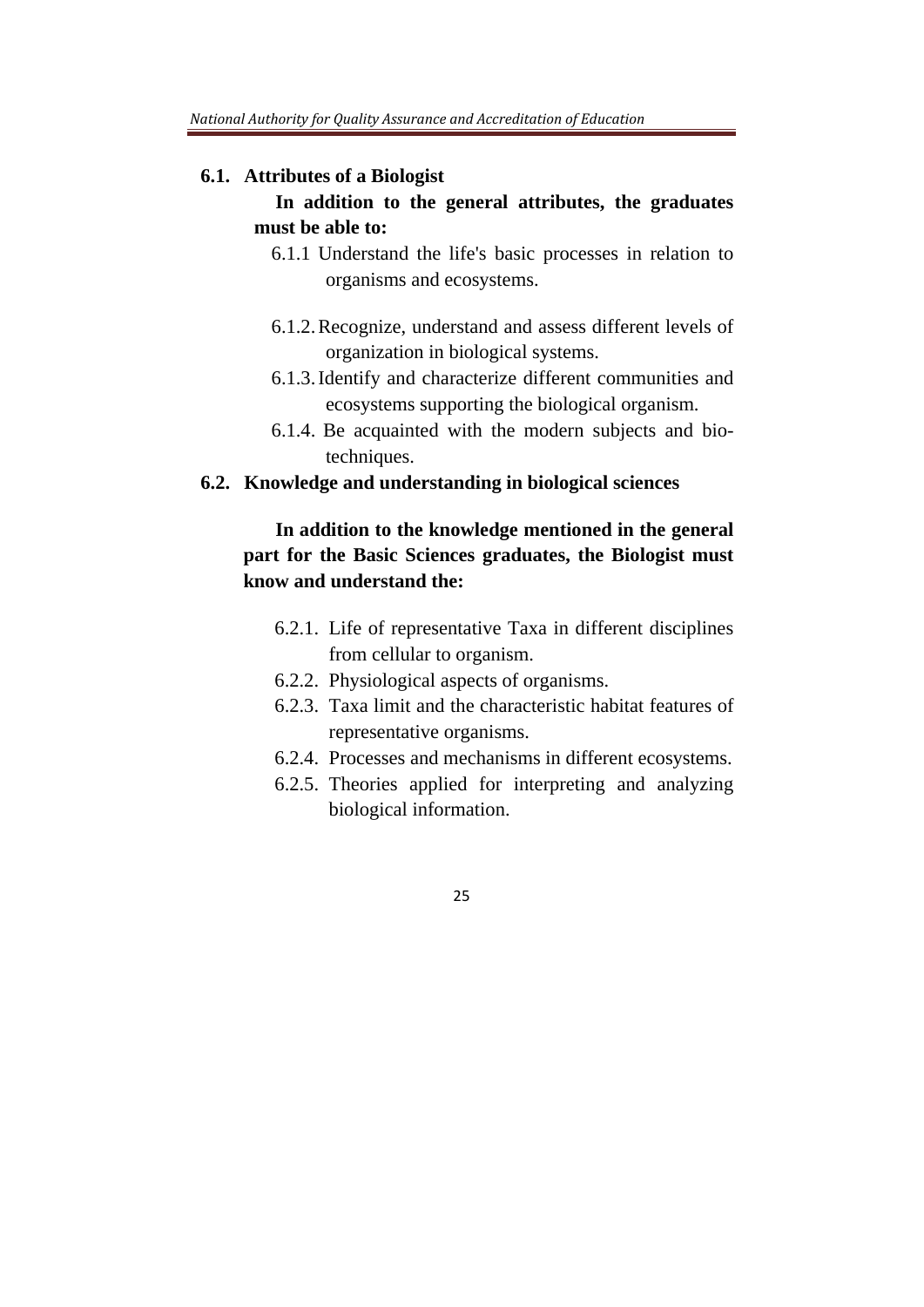## 6.1. Attributes of a Biologist

**In addition to the general attributes, the graduates must be able to:**

- 6.1.1 Understand the life's basic processes in relation to organisms and ecosystems.
- 6.1.2. Recognize, understand and assess different levels of organization in biological systems.
- 6.1.3. Identify and characterize different communities and ecosystems supporting the biological organism.
- 6.1.4. Be acquainted with the modern subjects and bio-techniques.

## 6.2. Knowledge and understanding in biological sciences

**In addition to the knowledge mentioned in the general part for the Basic Sciences graduates, the Biologist must know and understand the:**

- 6.2.1. Life of representative Taxa in different disciplines from cellular to organism.
- 6.2.2. Physiological aspects of organisms.
- 6.2.3. Taxa limit and the characteristic habitat features of representative organisms.
- 6.2.4. Processes and mechanisms in different ecosystems.
- 6.2.5. Theories applied for interpreting and analyzing biological information.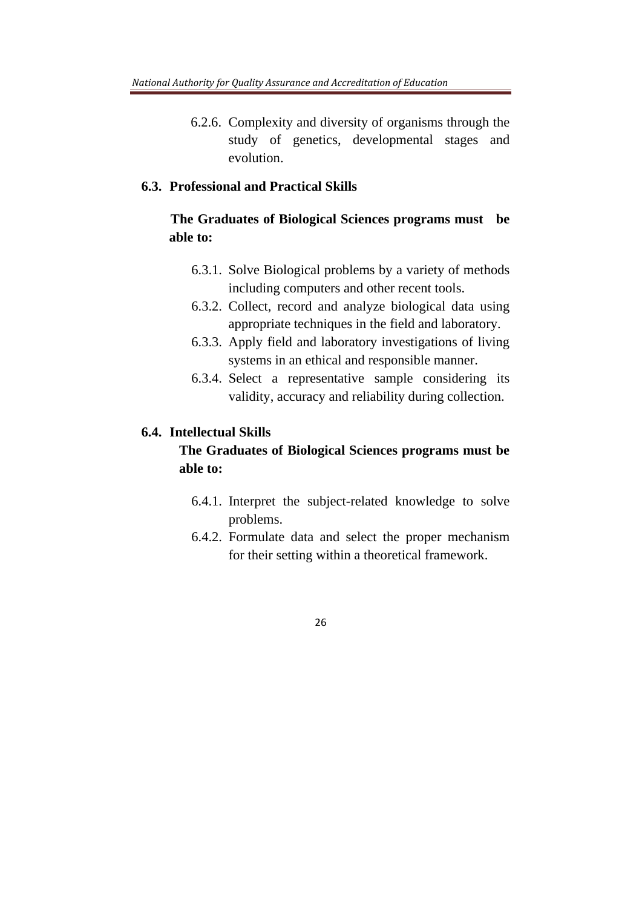6.2.6. Complexity and diversity of organisms through the study of genetics, developmental stages and evolution.

### 6.3. Professional and Practical Skills

**The Graduates of Biological Sciences programs must be able to:**

6.3.1. Solve Biological problems by a variety of methods including computers and other recent tools.

6.3.2. Collect, record and analyze biological data using appropriate techniques in the field and laboratory.

6.3.3. Apply field and laboratory investigations of living systems in an ethical and responsible manner.

6.3.4. Select a representative sample considering its validity, accuracy and reliability during collection.

### 6.4. Intellectual Skills

**The Graduates of Biological Sciences programs must be able to:**

6.4.1. Interpret the subject-related knowledge to solve problems.

6.4.2. Formulate data and select the proper mechanism for their setting within a theoretical framework.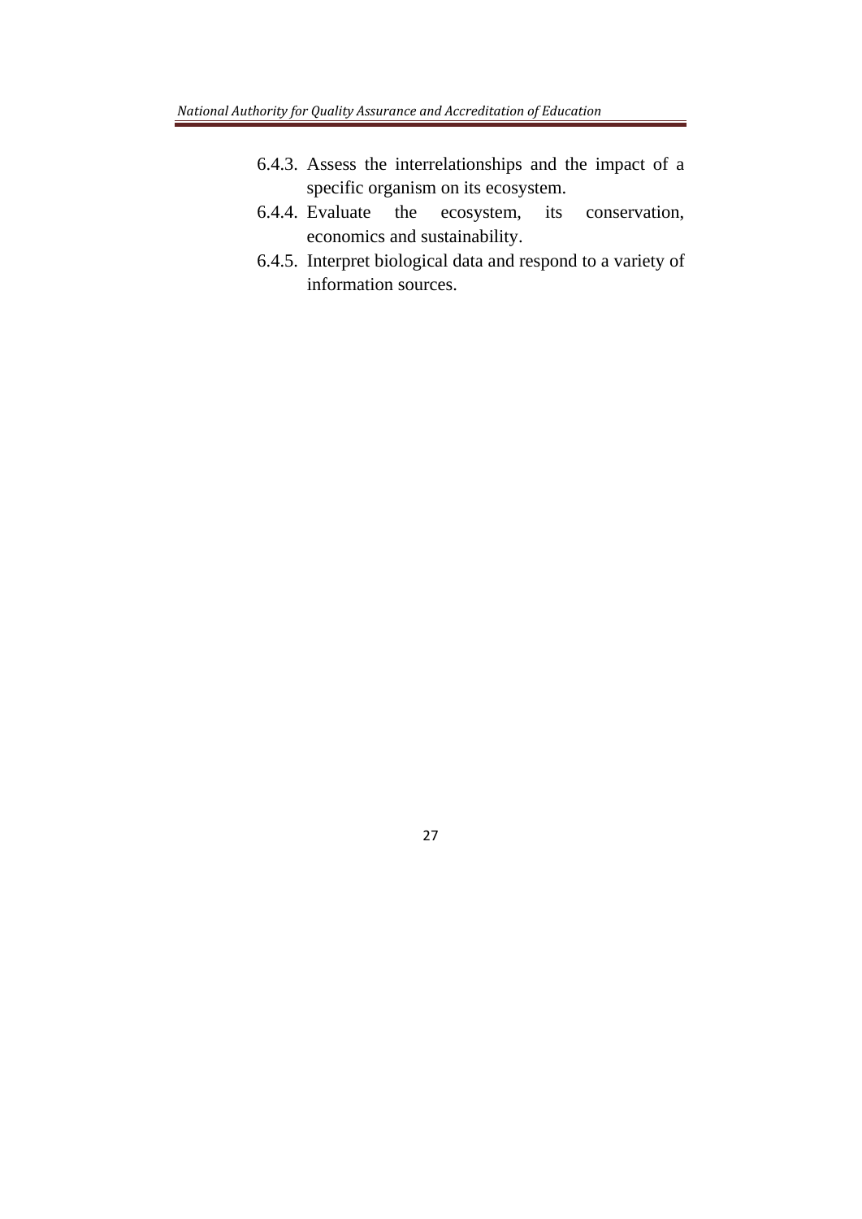6.4.3. Assess the interrelationships and the impact of a specific organism on its ecosystem.
6.4.4. Evaluate the ecosystem, its conservation, economics and sustainability.
6.4.5. Interpret biological data and respond to a variety of information sources.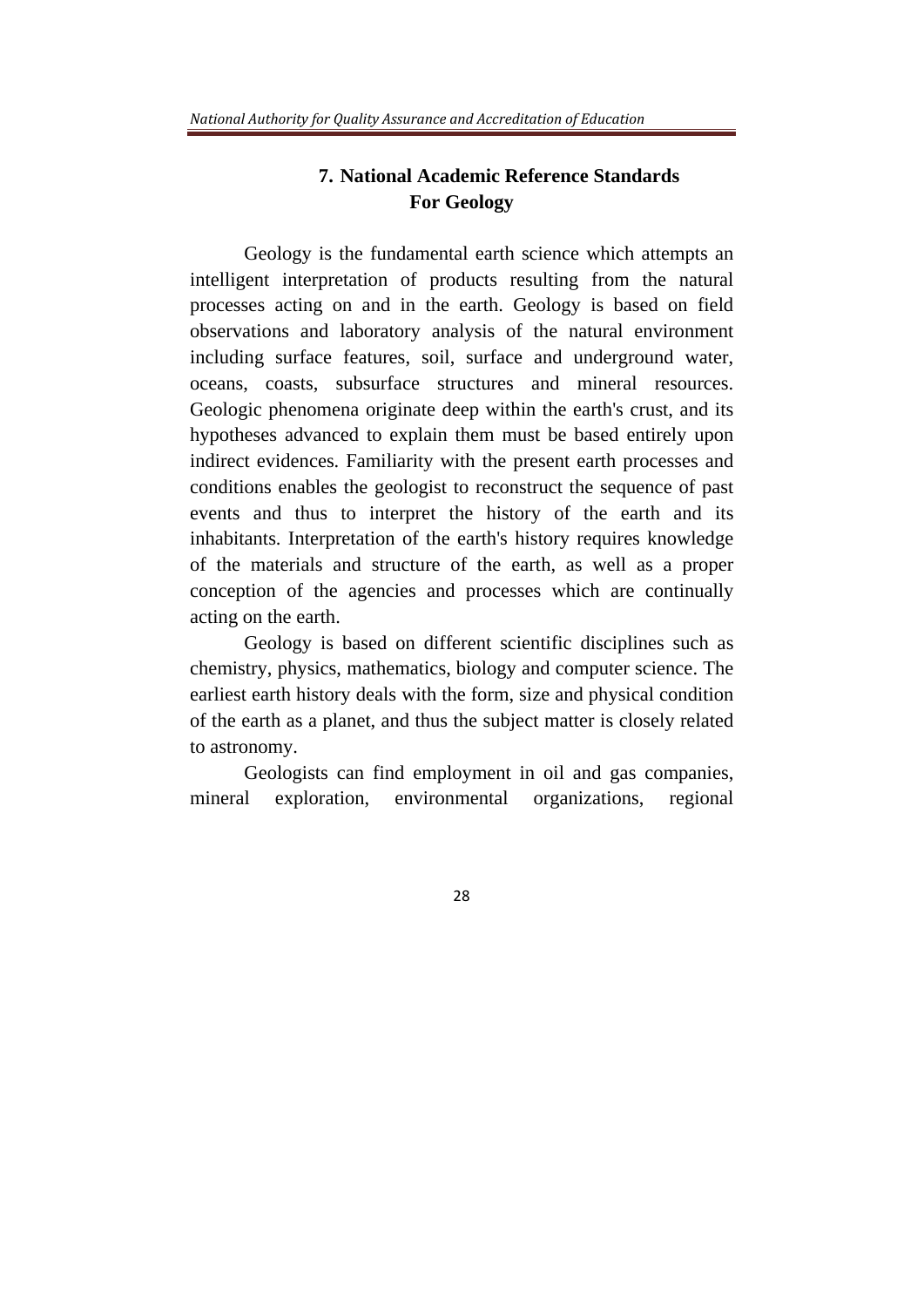## 7. National Academic Reference Standards For Geology

Geology is the fundamental earth science which attempts an intelligent interpretation of products resulting from the natural processes acting on and in the earth. Geology is based on field observations and laboratory analysis of the natural environment including surface features, soil, surface and underground water, oceans, coasts, subsurface structures and mineral resources. Geologic phenomena originate deep within the earth's crust, and its hypotheses advanced to explain them must be based entirely upon indirect evidences. Familiarity with the present earth processes and conditions enables the geologist to reconstruct the sequence of past events and thus to interpret the history of the earth and its inhabitants. Interpretation of the earth's history requires knowledge of the materials and structure of the earth, as well as a proper conception of the agencies and processes which are continually acting on the earth.

Geology is based on different scientific disciplines such as chemistry, physics, mathematics, biology and computer science. The earliest earth history deals with the form, size and physical condition of the earth as a planet, and thus the subject matter is closely related to astronomy.

Geologists can find employment in oil and gas companies, mineral exploration, environmental organizations, regional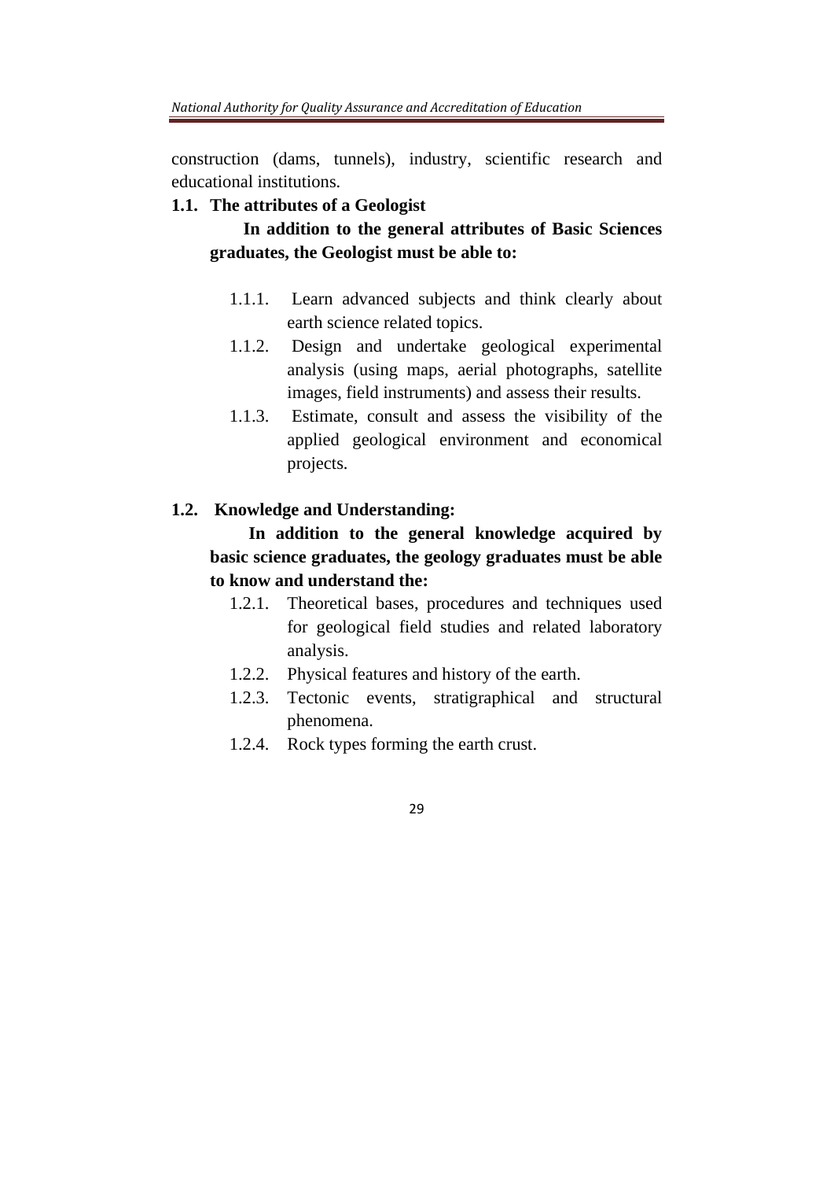construction (dams, tunnels), industry, scientific research and educational institutions.

### 1.1. The attributes of a Geologist

**In addition to the general attributes of Basic Sciences graduates, the Geologist must be able to:**

- 1.1.1. Learn advanced subjects and think clearly about earth science related topics.
- 1.1.2. Design and undertake geological experimental analysis (using maps, aerial photographs, satellite images, field instruments) and assess their results.
- 1.1.3. Estimate, consult and assess the visibility of the applied geological environment and economical projects.

### 1.2. Knowledge and Understanding:

**In addition to the general knowledge acquired by basic science graduates, the geology graduates must be able to know and understand the:**

- 1.2.1. Theoretical bases, procedures and techniques used for geological field studies and related laboratory analysis.
- 1.2.2. Physical features and history of the earth.
- 1.2.3. Tectonic events, stratigraphical and structural phenomena.
- 1.2.4. Rock types forming the earth crust.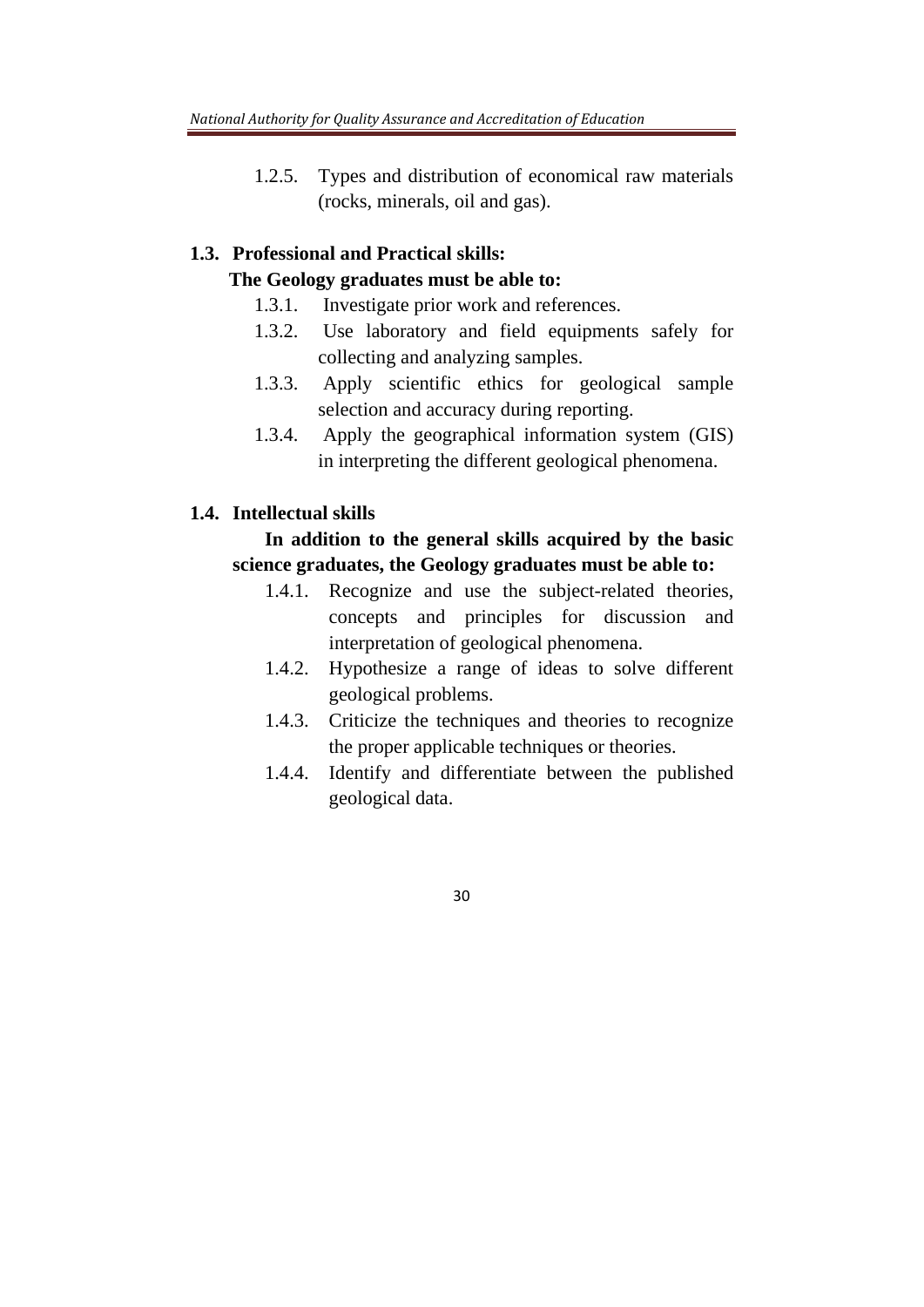1.2.5. Types and distribution of economical raw materials (rocks, minerals, oil and gas).

### 1.3. Professional and Practical skills:

**The Geology graduates must be able to:**

1.3.1. Investigate prior work and references.

1.3.2. Use laboratory and field equipments safely for collecting and analyzing samples.

1.3.3. Apply scientific ethics for geological sample selection and accuracy during reporting.

1.3.4. Apply the geographical information system (GIS) in interpreting the different geological phenomena.

### 1.4. Intellectual skills

**In addition to the general skills acquired by the basic science graduates, the Geology graduates must be able to:**

1.4.1. Recognize and use the subject-related theories, concepts and principles for discussion and interpretation of geological phenomena.

1.4.2. Hypothesize a range of ideas to solve different geological problems.

1.4.3. Criticize the techniques and theories to recognize the proper applicable techniques or theories.

1.4.4. Identify and differentiate between the published geological data.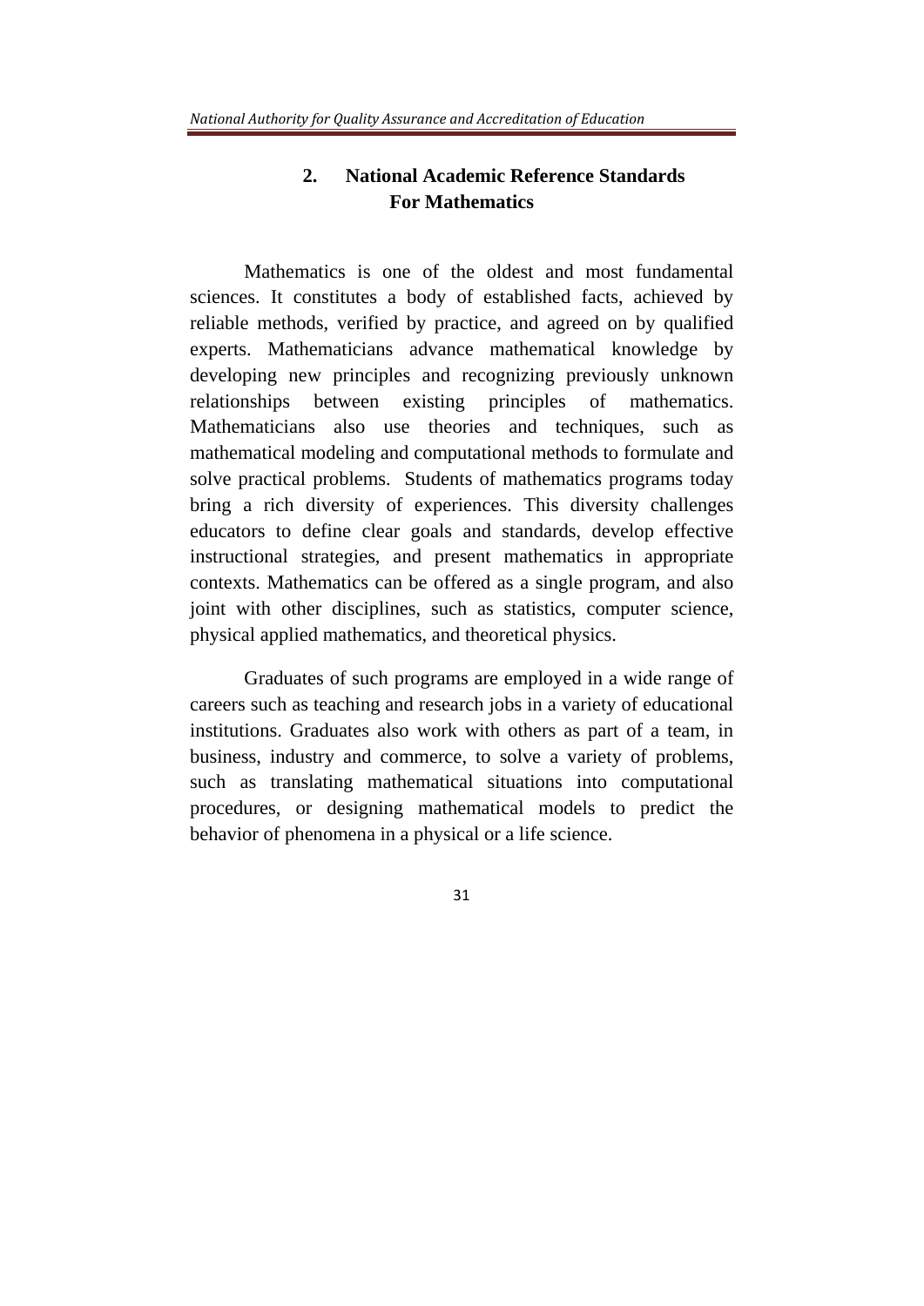## 2. National Academic Reference Standards For Mathematics

Mathematics is one of the oldest and most fundamental sciences. It constitutes a body of established facts, achieved by reliable methods, verified by practice, and agreed on by qualified experts. Mathematicians advance mathematical knowledge by developing new principles and recognizing previously unknown relationships between existing principles of mathematics. Mathematicians also use theories and techniques, such as mathematical modeling and computational methods to formulate and solve practical problems. Students of mathematics programs today bring a rich diversity of experiences. This diversity challenges educators to define clear goals and standards, develop effective instructional strategies, and present mathematics in appropriate contexts. Mathematics can be offered as a single program, and also joint with other disciplines, such as statistics, computer science, physical applied mathematics, and theoretical physics.

Graduates of such programs are employed in a wide range of careers such as teaching and research jobs in a variety of educational institutions. Graduates also work with others as part of a team, in business, industry and commerce, to solve a variety of problems, such as translating mathematical situations into computational procedures, or designing mathematical models to predict the behavior of phenomena in a physical or a life science.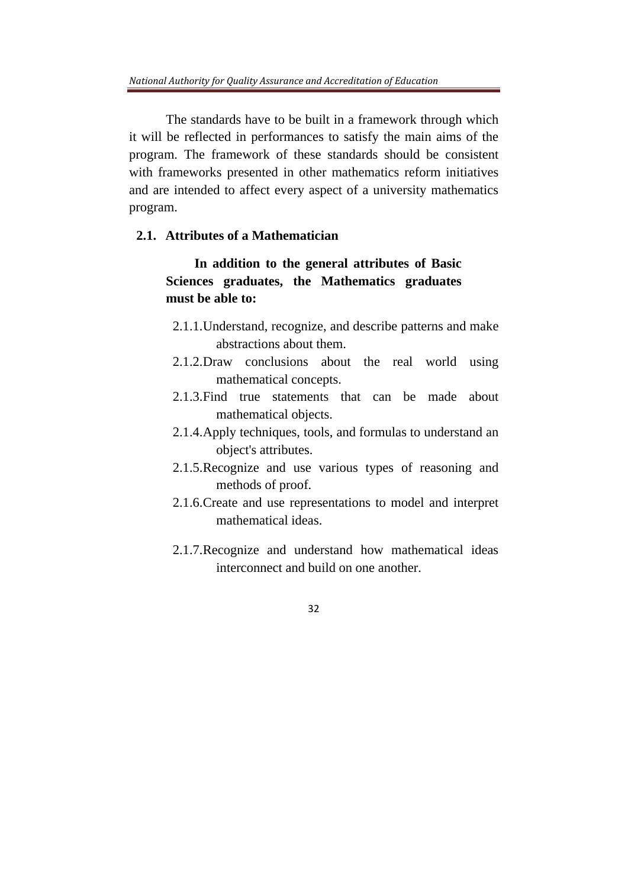The standards have to be built in a framework through which it will be reflected in performances to satisfy the main aims of the program. The framework of these standards should be consistent with frameworks presented in other mathematics reform initiatives and are intended to affect every aspect of a university mathematics program.

## 2.1. Attributes of a Mathematician

**In addition to the general attributes of Basic Sciences graduates, the Mathematics graduates must be able to:**

- 2.1.1. Understand, recognize, and describe patterns and make abstractions about them.
- 2.1.2. Draw conclusions about the real world using mathematical concepts.
- 2.1.3. Find true statements that can be made about mathematical objects.
- 2.1.4. Apply techniques, tools, and formulas to understand an object's attributes.
- 2.1.5. Recognize and use various types of reasoning and methods of proof.
- 2.1.6. Create and use representations to model and interpret mathematical ideas.
- 2.1.7. Recognize and understand how mathematical ideas interconnect and build on one another.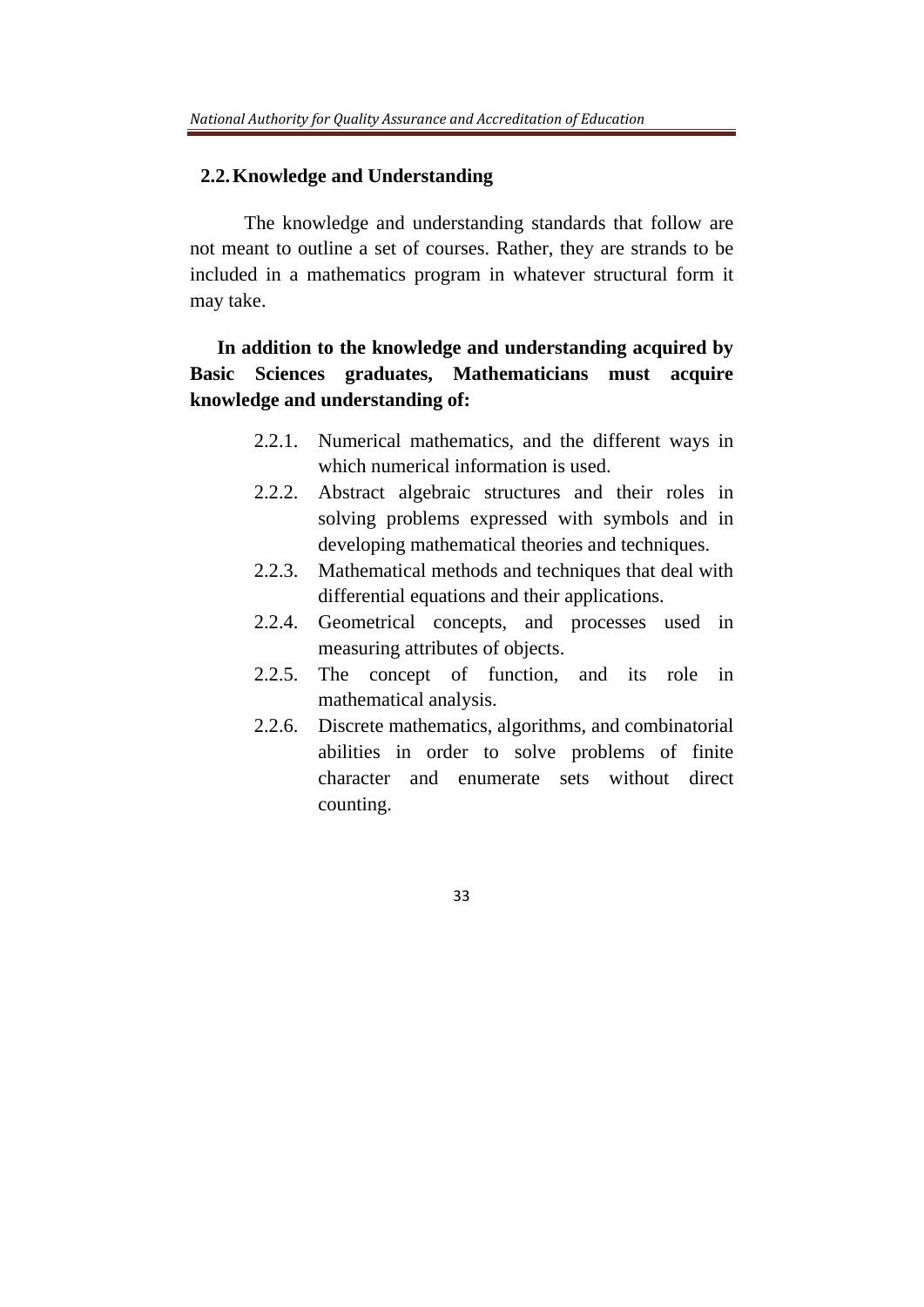## 2.2. Knowledge and Understanding

The knowledge and understanding standards that follow are not meant to outline a set of courses. Rather, they are strands to be included in a mathematics program in whatever structural form it may take.

**In addition to the knowledge and understanding acquired by Basic Sciences graduates, Mathematicians must acquire knowledge and understanding of:**

- 2.2.1. Numerical mathematics, and the different ways in which numerical information is used.
- 2.2.2. Abstract algebraic structures and their roles in solving problems expressed with symbols and in developing mathematical theories and techniques.
- 2.2.3. Mathematical methods and techniques that deal with differential equations and their applications.
- 2.2.4. Geometrical concepts, and processes used in measuring attributes of objects.
- 2.2.5. The concept of function, and its role in mathematical analysis.
- 2.2.6. Discrete mathematics, algorithms, and combinatorial abilities in order to solve problems of finite character and enumerate sets without direct counting.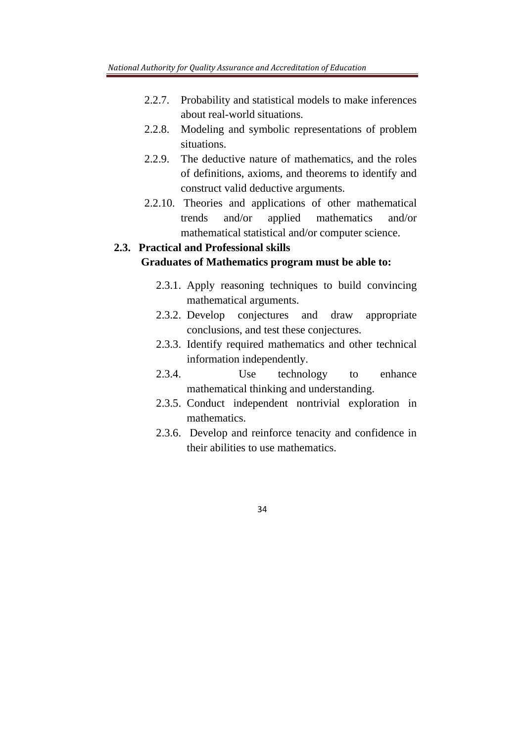2.2.7. Probability and statistical models to make inferences about real-world situations.

2.2.8. Modeling and symbolic representations of problem situations.

2.2.9. The deductive nature of mathematics, and the roles of definitions, axioms, and theorems to identify and construct valid deductive arguments.

2.2.10. Theories and applications of other mathematical trends and/or applied mathematics and/or mathematical statistical and/or computer science.

**2.3. Practical and Professional skills**

**Graduates of Mathematics program must be able to:**

2.3.1. Apply reasoning techniques to build convincing mathematical arguments.

2.3.2. Develop conjectures and draw appropriate conclusions, and test these conjectures.

2.3.3. Identify required mathematics and other technical information independently.

2.3.4. Use technology to enhance mathematical thinking and understanding.

2.3.5. Conduct independent nontrivial exploration in mathematics.

2.3.6. Develop and reinforce tenacity and confidence in their abilities to use mathematics.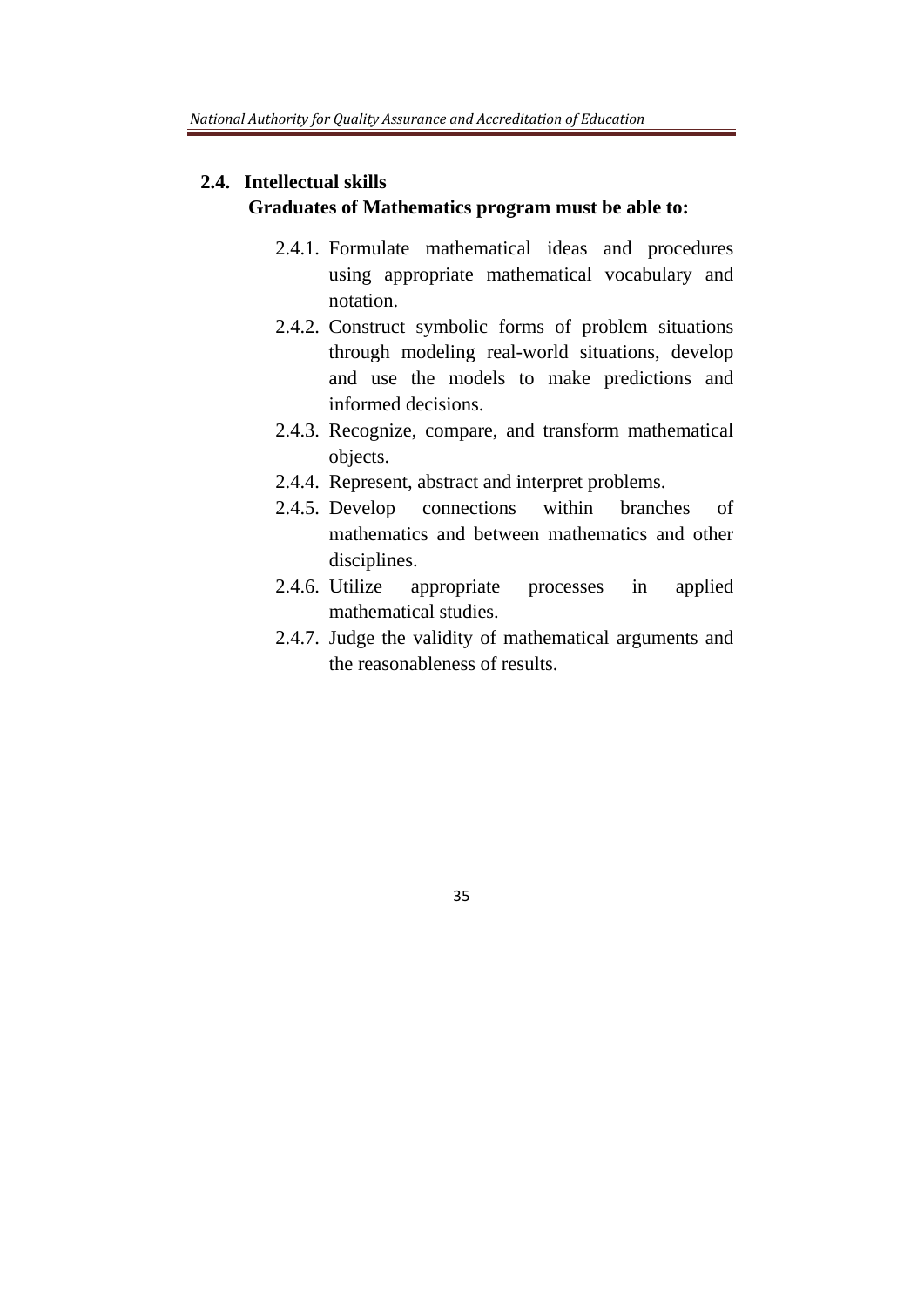## 2.4. Intellectual skills

**Graduates of Mathematics program must be able to:**

- 2.4.1. Formulate mathematical ideas and procedures using appropriate mathematical vocabulary and notation.
- 2.4.2. Construct symbolic forms of problem situations through modeling real-world situations, develop and use the models to make predictions and informed decisions.
- 2.4.3. Recognize, compare, and transform mathematical objects.
- 2.4.4. Represent, abstract and interpret problems.
- 2.4.5. Develop connections within branches of mathematics and between mathematics and other disciplines.
- 2.4.6. Utilize appropriate processes in applied mathematical studies.
- 2.4.7. Judge the validity of mathematical arguments and the reasonableness of results.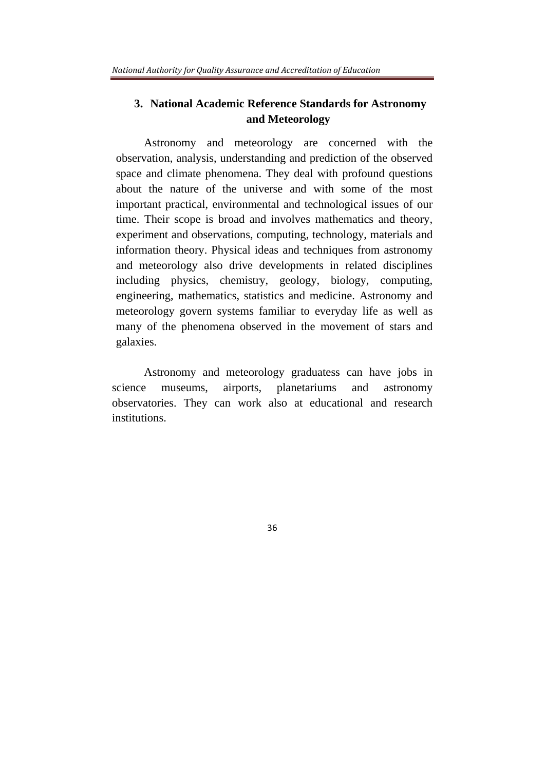## 3. National Academic Reference Standards for Astronomy and Meteorology

Astronomy and meteorology are concerned with the observation, analysis, understanding and prediction of the observed space and climate phenomena. They deal with profound questions about the nature of the universe and with some of the most important practical, environmental and technological issues of our time. Their scope is broad and involves mathematics and theory, experiment and observations, computing, technology, materials and information theory. Physical ideas and techniques from astronomy and meteorology also drive developments in related disciplines including physics, chemistry, geology, biology, computing, engineering, mathematics, statistics and medicine. Astronomy and meteorology govern systems familiar to everyday life as well as many of the phenomena observed in the movement of stars and galaxies.

Astronomy and meteorology graduatess can have jobs in science museums, airports, planetariums and astronomy observatories. They can work also at educational and research institutions.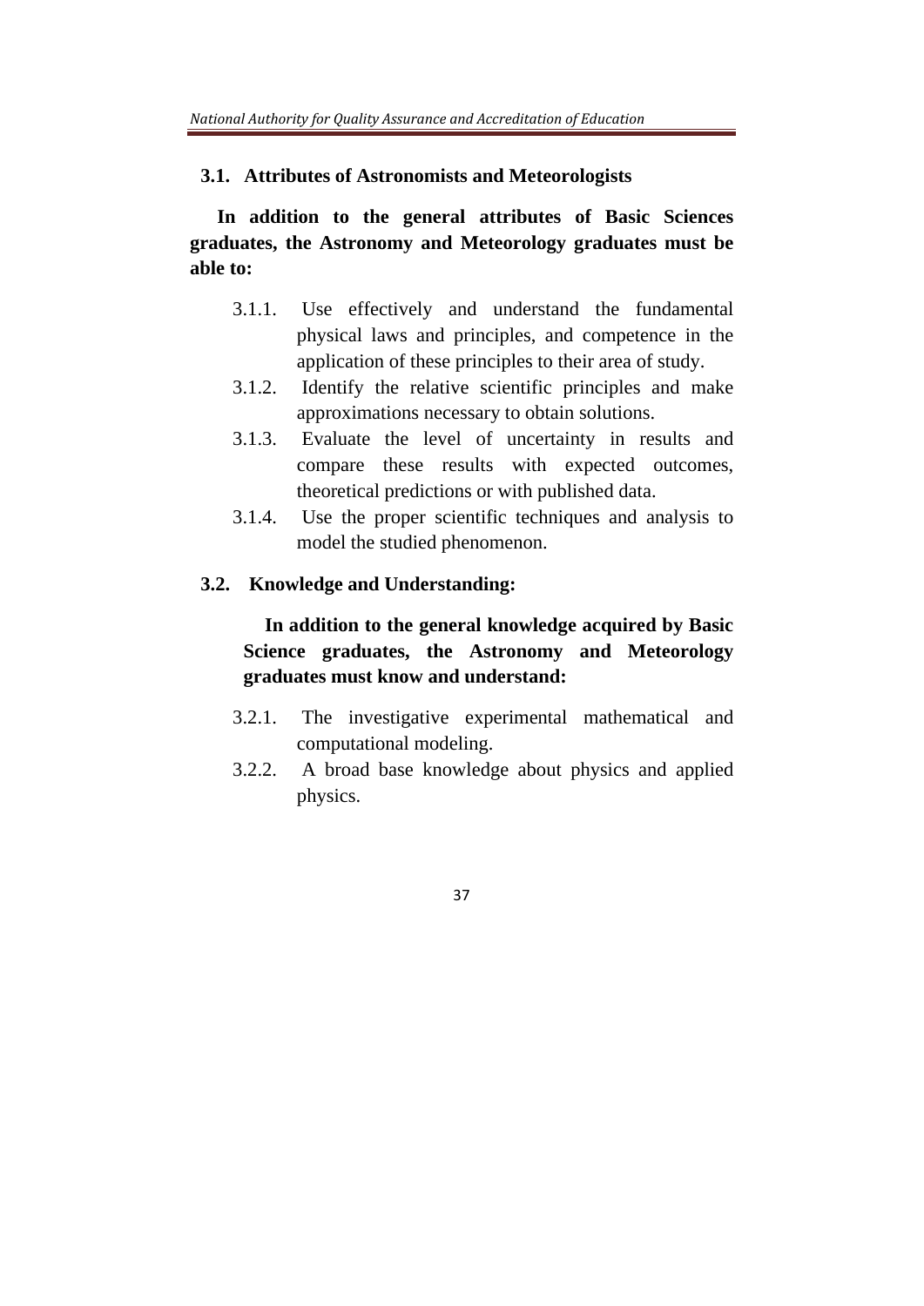### 3.1. Attributes of Astronomists and Meteorologists

**In addition to the general attributes of Basic Sciences graduates, the Astronomy and Meteorology graduates must be able to:**

- 3.1.1. Use effectively and understand the fundamental physical laws and principles, and competence in the application of these principles to their area of study.
- 3.1.2. Identify the relative scientific principles and make approximations necessary to obtain solutions.
- 3.1.3. Evaluate the level of uncertainty in results and compare these results with expected outcomes, theoretical predictions or with published data.
- 3.1.4. Use the proper scientific techniques and analysis to model the studied phenomenon.

### 3.2. Knowledge and Understanding:

**In addition to the general knowledge acquired by Basic Science graduates, the Astronomy and Meteorology graduates must know and understand:**

- 3.2.1. The investigative experimental mathematical and computational modeling.
- 3.2.2. A broad base knowledge about physics and applied physics.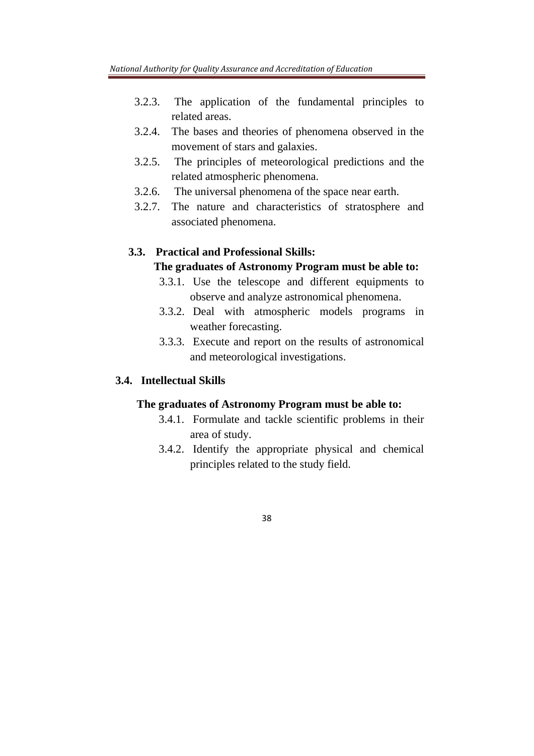3.2.3. The application of the fundamental principles to related areas.

3.2.4. The bases and theories of phenomena observed in the movement of stars and galaxies.

3.2.5. The principles of meteorological predictions and the related atmospheric phenomena.

3.2.6. The universal phenomena of the space near earth.

3.2.7. The nature and characteristics of stratosphere and associated phenomena.

### 3.3. Practical and Professional Skills:

**The graduates of Astronomy Program must be able to:**

3.3.1. Use the telescope and different equipments to observe and analyze astronomical phenomena.

3.3.2. Deal with atmospheric models programs in weather forecasting.

3.3.3. Execute and report on the results of astronomical and meteorological investigations.

### 3.4. Intellectual Skills

**The graduates of Astronomy Program must be able to:**

3.4.1. Formulate and tackle scientific problems in their area of study.

3.4.2. Identify the appropriate physical and chemical principles related to the study field.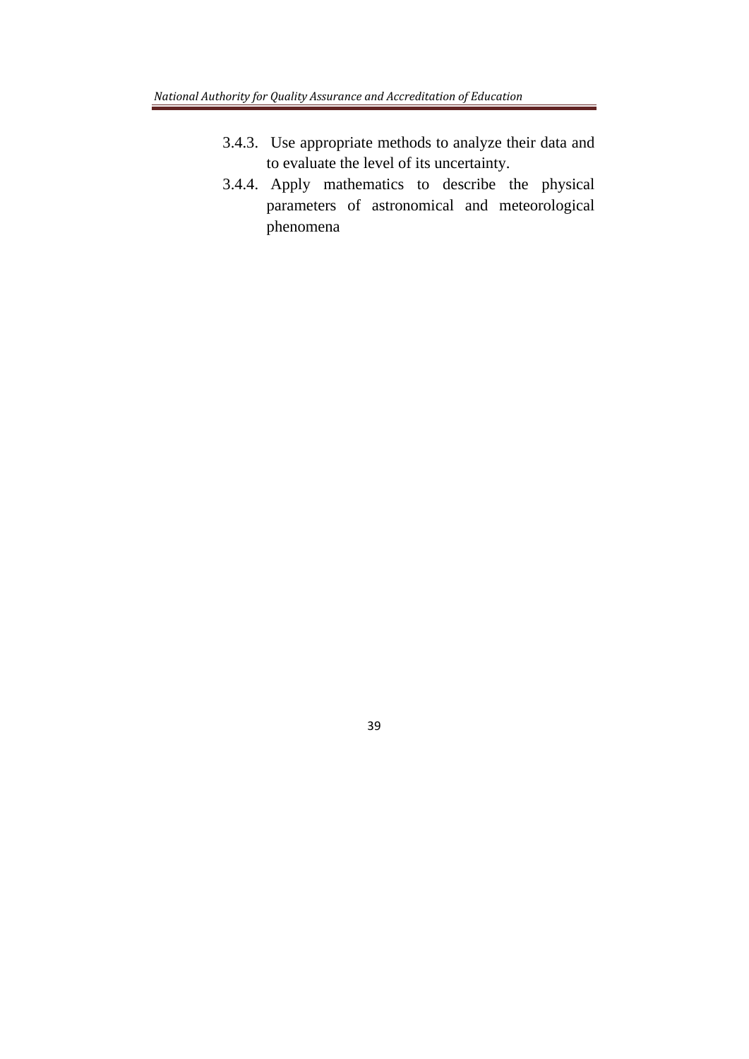3.4.3. Use appropriate methods to analyze their data and to evaluate the level of its uncertainty.

3.4.4. Apply mathematics to describe the physical parameters of astronomical and meteorological phenomena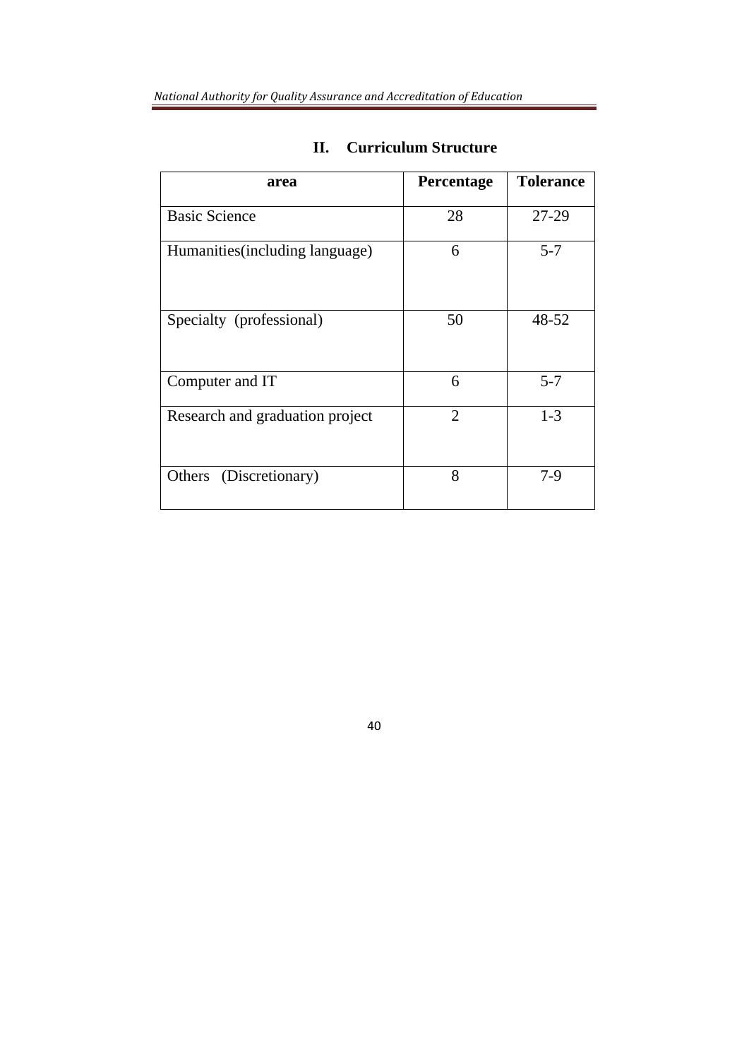## II. Curriculum Structure

| area | Percentage | Tolerance |
|---|---|---|
| Basic Science | 28 | 27-29 |
| Humanities(including language) | 6 | 5-7 |
| Specialty (professional) | 50 | 48-52 |
| Computer and IT | 6 | 5-7 |
| Research and graduation project | 2 | 1-3 |
| Others (Discretionary) | 8 | 7-9 |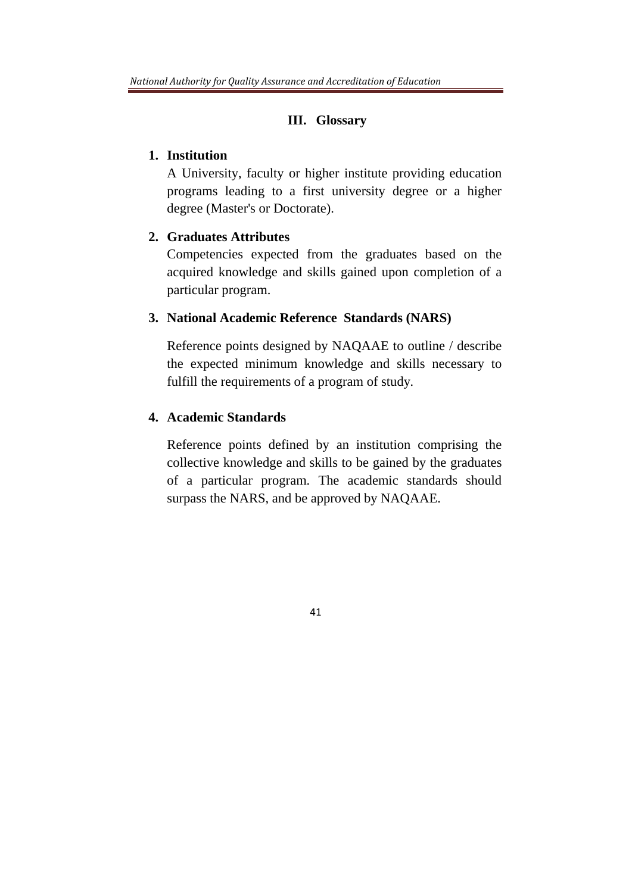## III. Glossary

1. **Institution**

   A University, faculty or higher institute providing education programs leading to a first university degree or a higher degree (Master's or Doctorate).

2. **Graduates Attributes**

   Competencies expected from the graduates based on the acquired knowledge and skills gained upon completion of a particular program.

3. **National Academic Reference Standards (NARS)**

   Reference points designed by NAQAAE to outline / describe the expected minimum knowledge and skills necessary to fulfill the requirements of a program of study.

4. **Academic Standards**

   Reference points defined by an institution comprising the collective knowledge and skills to be gained by the graduates of a particular program. The academic standards should surpass the NARS, and be approved by NAQAAE.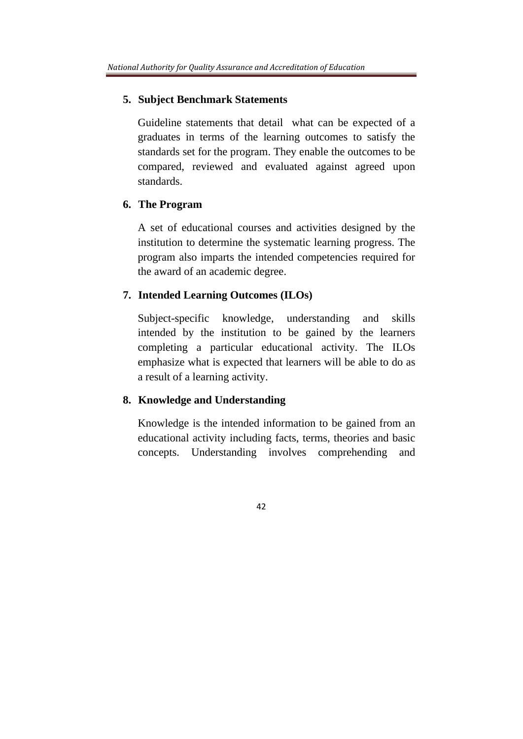5. **Subject Benchmark Statements**

   Guideline statements that detail what can be expected of a graduates in terms of the learning outcomes to satisfy the standards set for the program. They enable the outcomes to be compared, reviewed and evaluated against agreed upon standards.

6. **The Program**

   A set of educational courses and activities designed by the institution to determine the systematic learning progress. The program also imparts the intended competencies required for the award of an academic degree.

7. **Intended Learning Outcomes (ILOs)**

   Subject-specific knowledge, understanding and skills intended by the institution to be gained by the learners completing a particular educational activity. The ILOs emphasize what is expected that learners will be able to do as a result of a learning activity.

8. **Knowledge and Understanding**

   Knowledge is the intended information to be gained from an educational activity including facts, terms, theories and basic concepts. Understanding involves comprehending and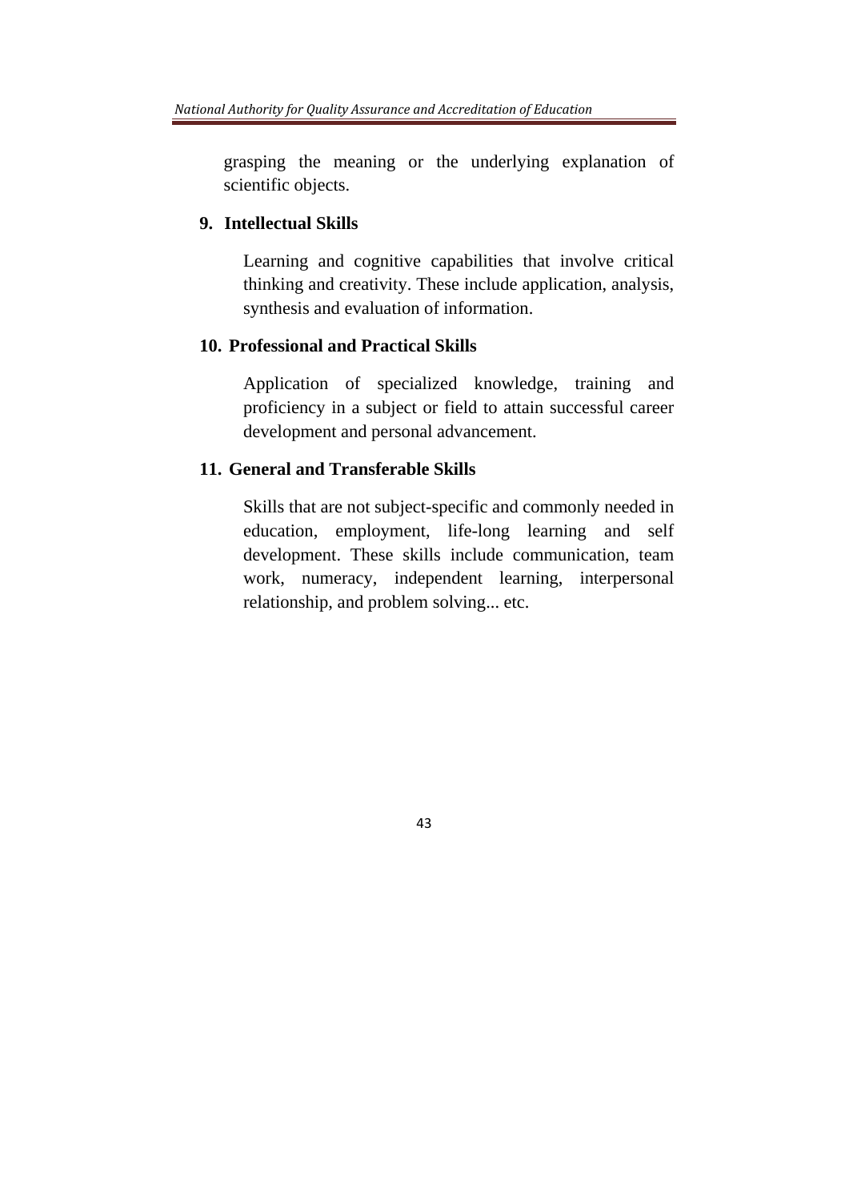grasping the meaning or the underlying explanation of scientific objects.

### 9. Intellectual Skills

Learning and cognitive capabilities that involve critical thinking and creativity. These include application, analysis, synthesis and evaluation of information.

### 10. Professional and Practical Skills

Application of specialized knowledge, training and proficiency in a subject or field to attain successful career development and personal advancement.

### 11. General and Transferable Skills

Skills that are not subject-specific and commonly needed in education, employment, life-long learning and self development. These skills include communication, team work, numeracy, independent learning, interpersonal relationship, and problem solving... etc.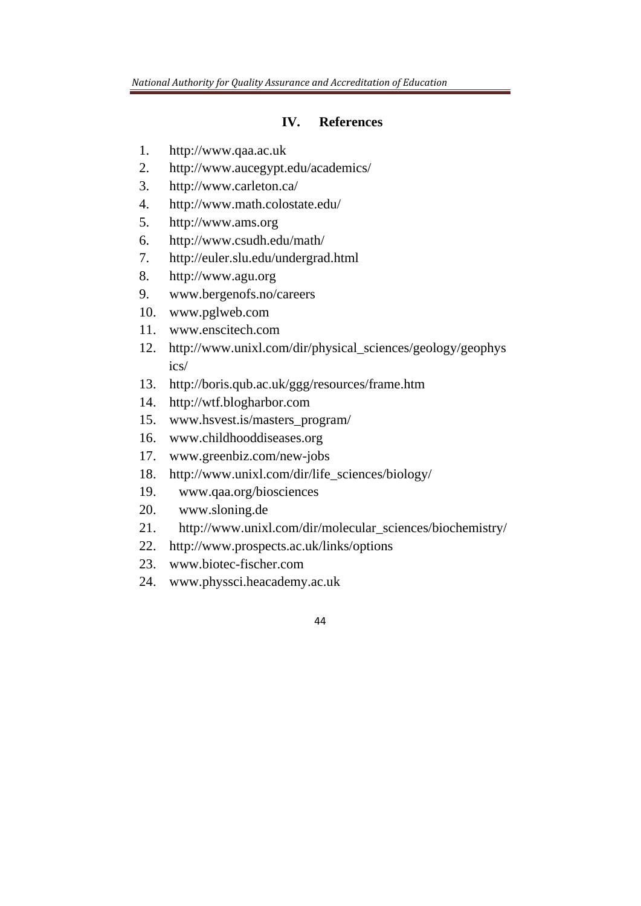## IV. References

1. http://www.qaa.ac.uk
2. http://www.aucegypt.edu/academics/
3. http://www.carleton.ca/
4. http://www.math.colostate.edu/
5. http://www.ams.org
6. http://www.csudh.edu/math/
7. http://euler.slu.edu/undergrad.html
8. http://www.agu.org
9. www.bergenofs.no/careers
10. www.pglweb.com
11. www.enscitech.com
12. http://www.unixl.com/dir/physical_sciences/geology/geophysics/
13. http://boris.qub.ac.uk/ggg/resources/frame.htm
14. http://wtf.blogharbor.com
15. www.hsvest.is/masters_program/
16. www.childhooddiseases.org
17. www.greenbiz.com/new-jobs
18. http://www.unixl.com/dir/life_sciences/biology/
19. www.qaa.org/biosciences
20. www.sloning.de
21. http://www.unixl.com/dir/molecular_sciences/biochemistry/
22. http://www.prospects.ac.uk/links/options
23. www.biotec-fischer.com
24. www.physsci.heacademy.ac.uk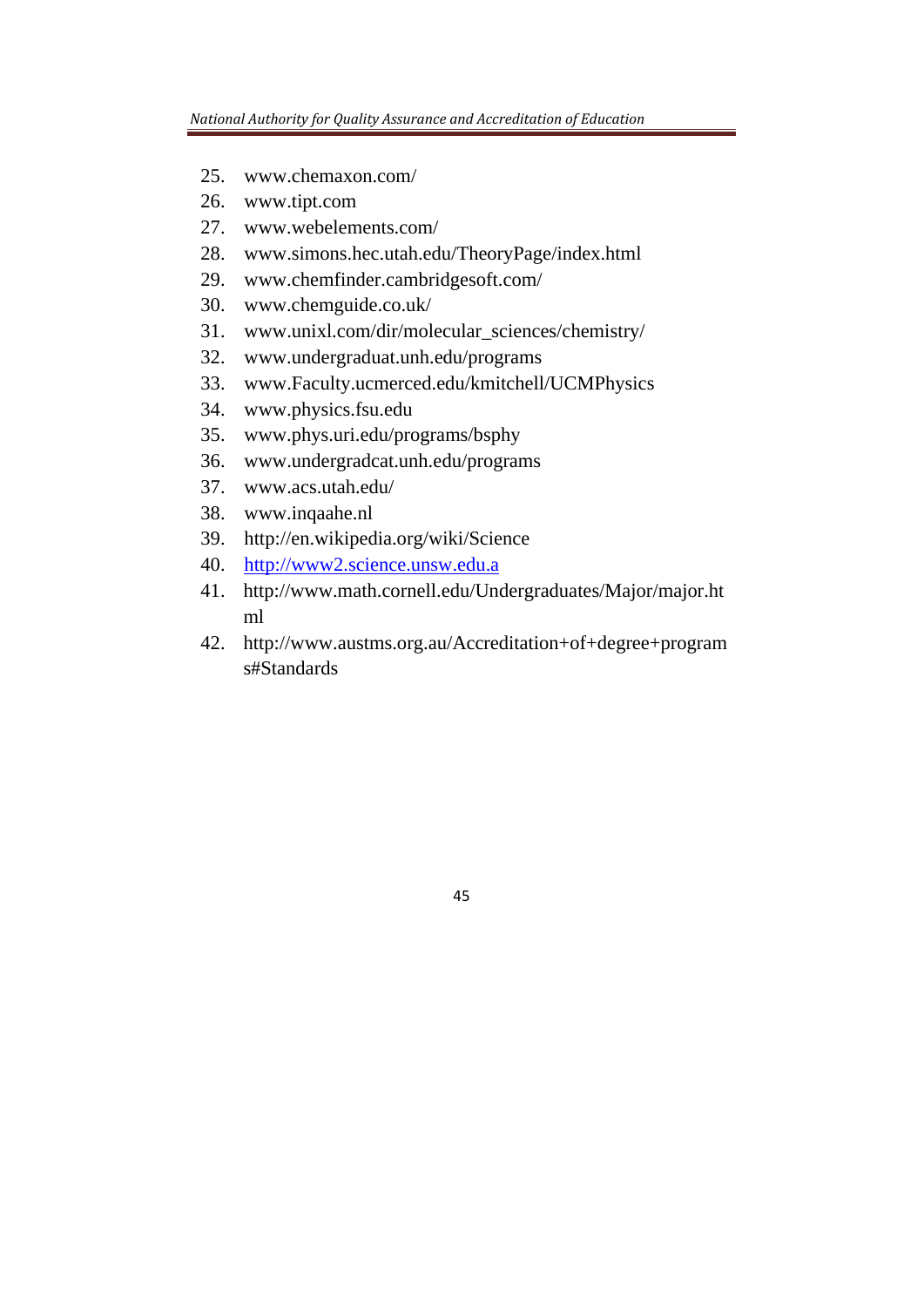25. www.chemaxon.com/
26. www.tipt.com
27. www.webelements.com/
28. www.simons.hec.utah.edu/TheoryPage/index.html
29. www.chemfinder.cambridgesoft.com/
30. www.chemguide.co.uk/
31. www.unixl.com/dir/molecular_sciences/chemistry/
32. www.undergraduat.unh.edu/programs
33. www.Faculty.ucmerced.edu/kmitchell/UCMPhysics
34. www.physics.fsu.edu
35. www.phys.uri.edu/programs/bsphy
36. www.undergradcat.unh.edu/programs
37. www.acs.utah.edu/
38. www.inqaahe.nl
39. http://en.wikipedia.org/wiki/Science
40. http://www2.science.unsw.edu.a
41. http://www.math.cornell.edu/Undergraduates/Major/major.html
42. http://www.austms.org.au/Accreditation+of+degree+programs#Standards